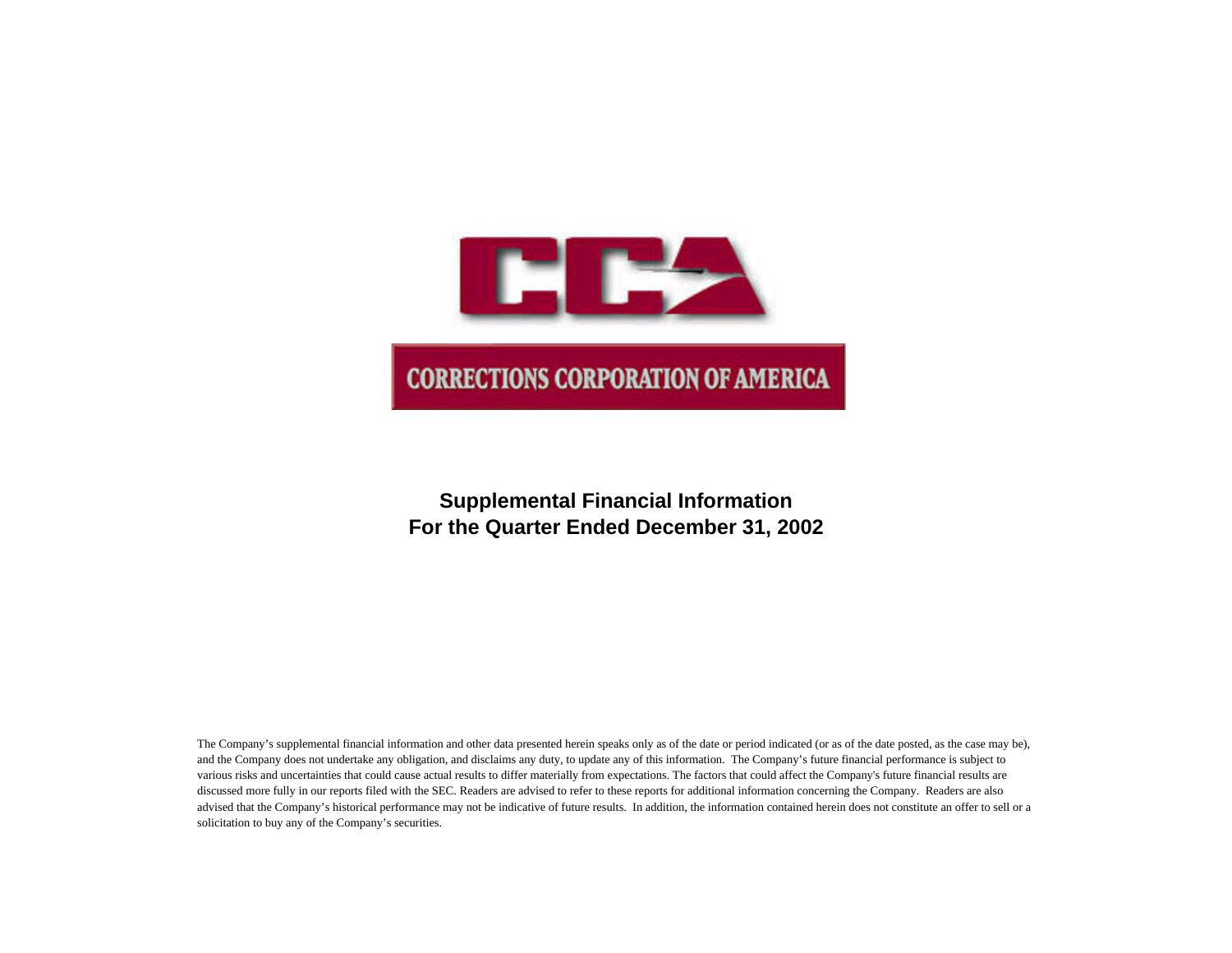CCA

CORRECTIONS CORPORATION OF AMERICA

**Supplemental Financial Information**
**For the Quarter Ended December 31, 2002**

The Company's supplemental financial information and other data presented herein speaks only as of the date or period indicated (or as of the date posted, as the case may be), and the Company does not undertake any obligation, and disclaims any duty, to update any of this information. The Company's future financial performance is subject to various risks and uncertainties that could cause actual results to differ materially from expectations. The factors that could affect the Company's future financial results are discussed more fully in our reports filed with the SEC. Readers are advised to refer to these reports for additional information concerning the Company. Readers are also advised that the Company's historical performance may not be indicative of future results. In addition, the information contained herein does not constitute an offer to sell or a solicitation to buy any of the Company's securities.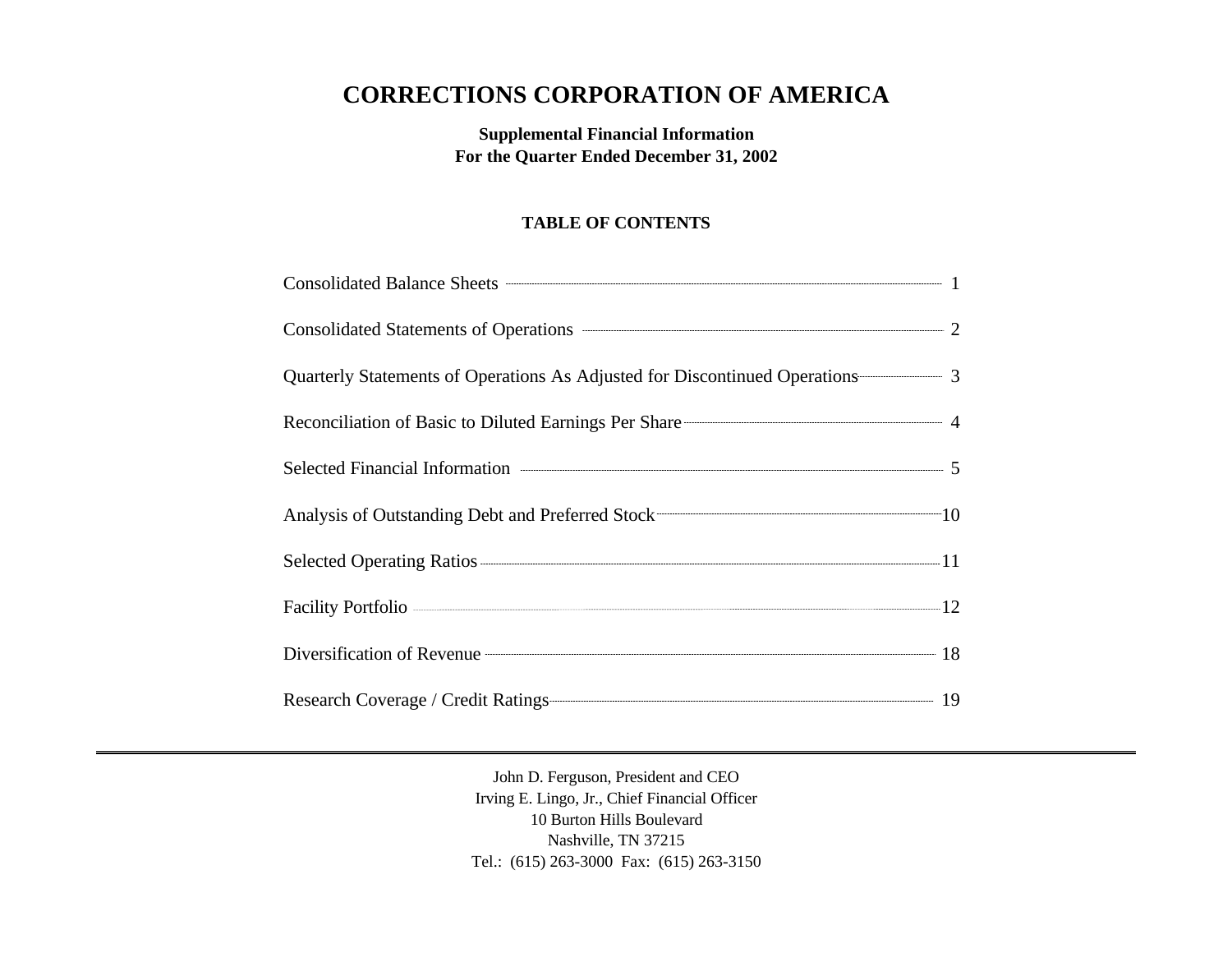# CORRECTIONS CORPORATION OF AMERICA

**Supplemental Financial Information**
**For the Quarter Ended December 31, 2002**

**TABLE OF CONTENTS**

| | |
|---|---|
| Consolidated Balance Sheets | 1 |
| Consolidated Statements of Operations | 2 |
| Quarterly Statements of Operations As Adjusted for Discontinued Operations | 3 |
| Reconciliation of Basic to Diluted Earnings Per Share | 4 |
| Selected Financial Information | 5 |
| Analysis of Outstanding Debt and Preferred Stock | 10 |
| Selected Operating Ratios | 11 |
| Facility Portfolio | 12 |
| Diversification of Revenue | 18 |
| Research Coverage / Credit Ratings | 19 |

---

John D. Ferguson, President and CEO
Irving E. Lingo, Jr., Chief Financial Officer
10 Burton Hills Boulevard
Nashville, TN 37215
Tel.: (615) 263-3000 Fax: (615) 263-3150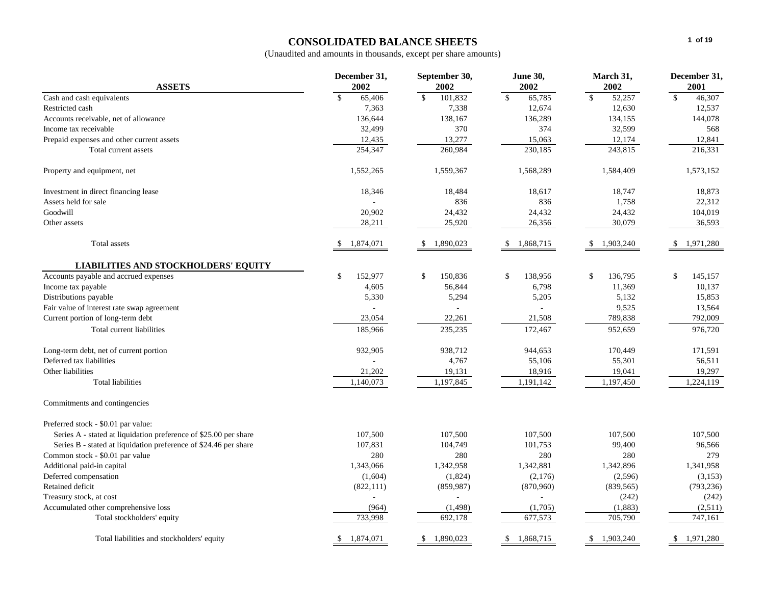# CONSOLIDATED BALANCE SHEETS

(Unaudited and amounts in thousands, except per share amounts)

| ASSETS | December 31, 2002 | September 30, 2002 | June 30, 2002 | March 31, 2002 | December 31, 2001 |
|---|---|---|---|---|---|
| Cash and cash equivalents | $ 65,406 | $ 101,832 | $ 65,785 | $ 52,257 | $ 46,307 |
| Restricted cash | 7,363 | 7,338 | 12,674 | 12,630 | 12,537 |
| Accounts receivable, net of allowance | 136,644 | 138,167 | 136,289 | 134,155 | 144,078 |
| Income tax receivable | 32,499 | 370 | 374 | 32,599 | 568 |
| Prepaid expenses and other current assets | 12,435 | 13,277 | 15,063 | 12,174 | 12,841 |
| Total current assets | 254,347 | 260,984 | 230,185 | 243,815 | 216,331 |
| Property and equipment, net | 1,552,265 | 1,559,367 | 1,568,289 | 1,584,409 | 1,573,152 |
| Investment in direct financing lease | 18,346 | 18,484 | 18,617 | 18,747 | 18,873 |
| Assets held for sale | - | 836 | 836 | 1,758 | 22,312 |
| Goodwill | 20,902 | 24,432 | 24,432 | 24,432 | 104,019 |
| Other assets | 28,211 | 25,920 | 26,356 | 30,079 | 36,593 |
| Total assets | $ 1,874,071 | $ 1,890,023 | $ 1,868,715 | $ 1,903,240 | $ 1,971,280 |
| **LIABILITIES AND STOCKHOLDERS' EQUITY** | | | | | |
| Accounts payable and accrued expenses | $ 152,977 | $ 150,836 | $ 138,956 | $ 136,795 | $ 145,157 |
| Income tax payable | 4,605 | 56,844 | 6,798 | 11,369 | 10,137 |
| Distributions payable | 5,330 | 5,294 | 5,205 | 5,132 | 15,853 |
| Fair value of interest rate swap agreement | - | - | - | 9,525 | 13,564 |
| Current portion of long-term debt | 23,054 | 22,261 | 21,508 | 789,838 | 792,009 |
| Total current liabilities | 185,966 | 235,235 | 172,467 | 952,659 | 976,720 |
| Long-term debt, net of current portion | 932,905 | 938,712 | 944,653 | 170,449 | 171,591 |
| Deferred tax liabilities | - | 4,767 | 55,106 | 55,301 | 56,511 |
| Other liabilities | 21,202 | 19,131 | 18,916 | 19,041 | 19,297 |
| Total liabilities | 1,140,073 | 1,197,845 | 1,191,142 | 1,197,450 | 1,224,119 |
| Commitments and contingencies | | | | | |
| Preferred stock - $0.01 par value: | | | | | |
| Series A - stated at liquidation preference of $25.00 per share | 107,500 | 107,500 | 107,500 | 107,500 | 107,500 |
| Series B - stated at liquidation preference of $24.46 per share | 107,831 | 104,749 | 101,753 | 99,400 | 96,566 |
| Common stock - $0.01 par value | 280 | 280 | 280 | 280 | 279 |
| Additional paid-in capital | 1,343,066 | 1,342,958 | 1,342,881 | 1,342,896 | 1,341,958 |
| Deferred compensation | (1,604) | (1,824) | (2,176) | (2,596) | (3,153) |
| Retained deficit | (822,111) | (859,987) | (870,960) | (839,565) | (793,236) |
| Treasury stock, at cost | - | - | - | (242) | (242) |
| Accumulated other comprehensive loss | (964) | (1,498) | (1,705) | (1,883) | (2,511) |
| Total stockholders' equity | 733,998 | 692,178 | 677,573 | 705,790 | 747,161 |
| Total liabilities and stockholders' equity | $ 1,874,071 | $ 1,890,023 | $ 1,868,715 | $ 1,903,240 | $ 1,971,280 |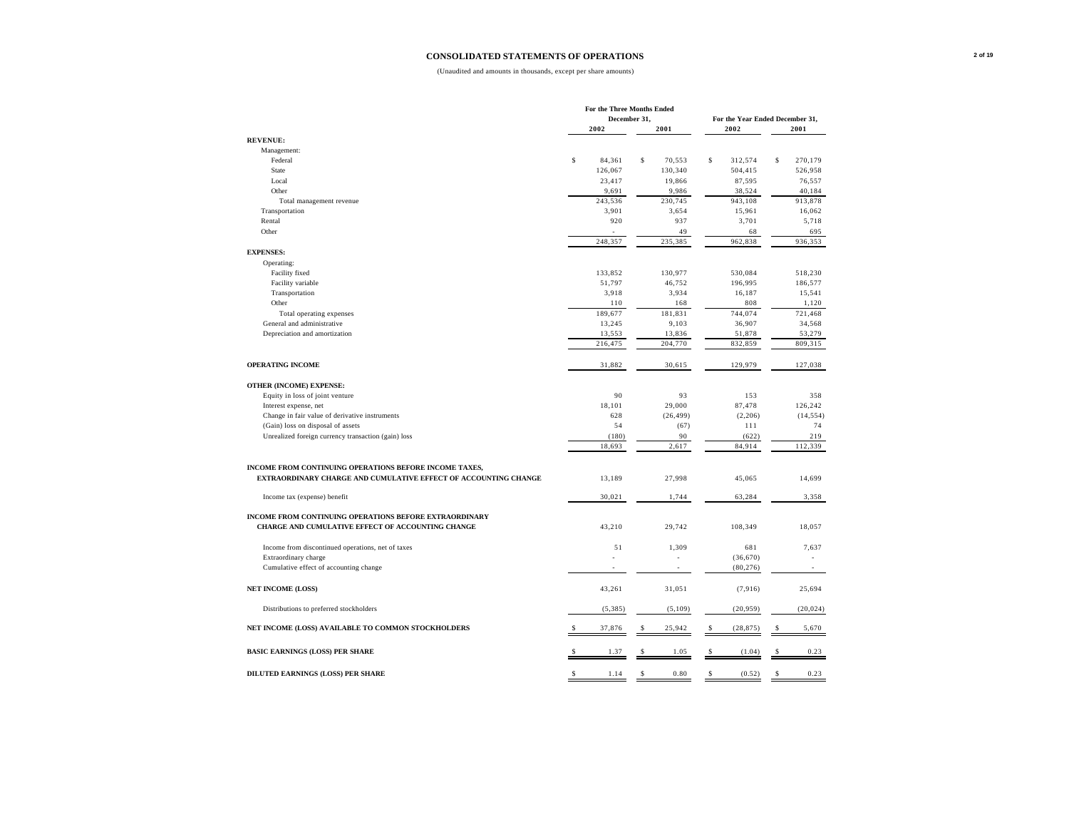# CONSOLIDATED STATEMENTS OF OPERATIONS

(Unaudited and amounts in thousands, except per share amounts)

| | For the Three Months Ended December 31, | | For the Year Ended December 31, | |
|---|---|---|---|---|
| | 2002 | 2001 | 2002 | 2001 |
| **REVENUE:** | | | | |
| Management: | | | | |
| Federal | $ 84,361 | $ 70,553 | $ 312,574 | $ 270,179 |
| State | 126,067 | 130,340 | 504,415 | 526,958 |
| Local | 23,417 | 19,866 | 87,595 | 76,557 |
| Other | 9,691 | 9,986 | 38,524 | 40,184 |
| Total management revenue | 243,536 | 230,745 | 943,108 | 913,878 |
| Transportation | 3,901 | 3,654 | 15,961 | 16,062 |
| Rental | 920 | 937 | 3,701 | 5,718 |
| Other | - | 49 | 68 | 695 |
| | 248,357 | 235,385 | 962,838 | 936,353 |
| **EXPENSES:** | | | | |
| Operating: | | | | |
| Facility fixed | 133,852 | 130,977 | 530,084 | 518,230 |
| Facility variable | 51,797 | 46,752 | 196,995 | 186,577 |
| Transportation | 3,918 | 3,934 | 16,187 | 15,541 |
| Other | 110 | 168 | 808 | 1,120 |
| Total operating expenses | 189,677 | 181,831 | 744,074 | 721,468 |
| General and administrative | 13,245 | 9,103 | 36,907 | 34,568 |
| Depreciation and amortization | 13,553 | 13,836 | 51,878 | 53,279 |
| | 216,475 | 204,770 | 832,859 | 809,315 |
| **OPERATING INCOME** | 31,882 | 30,615 | 129,979 | 127,038 |
| **OTHER (INCOME) EXPENSE:** | | | | |
| Equity in loss of joint venture | 90 | 93 | 153 | 358 |
| Interest expense, net | 18,101 | 29,000 | 87,478 | 126,242 |
| Change in fair value of derivative instruments | 628 | (26,499) | (2,206) | (14,554) |
| (Gain) loss on disposal of assets | 54 | (67) | 111 | 74 |
| Unrealized foreign currency transaction (gain) loss | (180) | 90 | (622) | 219 |
| | 18,693 | 2,617 | 84,914 | 112,339 |
| **INCOME FROM CONTINUING OPERATIONS BEFORE INCOME TAXES, EXTRAORDINARY CHARGE AND CUMULATIVE EFFECT OF ACCOUNTING CHANGE** | 13,189 | 27,998 | 45,065 | 14,699 |
| Income tax (expense) benefit | 30,021 | 1,744 | 63,284 | 3,358 |
| **INCOME FROM CONTINUING OPERATIONS BEFORE EXTRAORDINARY CHARGE AND CUMULATIVE EFFECT OF ACCOUNTING CHANGE** | 43,210 | 29,742 | 108,349 | 18,057 |
| Income from discontinued operations, net of taxes | 51 | 1,309 | 681 | 7,637 |
| Extraordinary charge | - | - | (36,670) | - |
| Cumulative effect of accounting change | - | - | (80,276) | - |
| **NET INCOME (LOSS)** | 43,261 | 31,051 | (7,916) | 25,694 |
| Distributions to preferred stockholders | (5,385) | (5,109) | (20,959) | (20,024) |
| **NET INCOME (LOSS) AVAILABLE TO COMMON STOCKHOLDERS** | $ 37,876 | $ 25,942 | $ (28,875) | $ 5,670 |
| **BASIC EARNINGS (LOSS) PER SHARE** | $ 1.37 | $ 1.05 | $ (1.04) | $ 0.23 |
| **DILUTED EARNINGS (LOSS) PER SHARE** | $ 1.14 | $ 0.80 | $ (0.52) | $ 0.23 |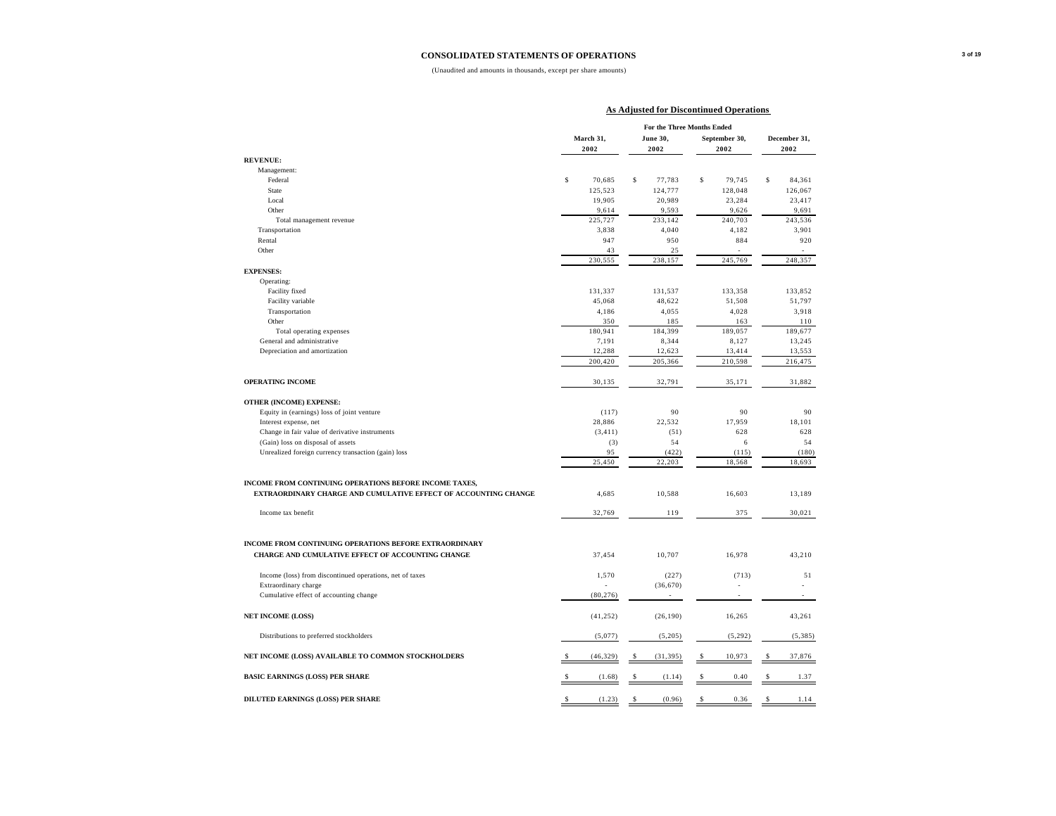# CONSOLIDATED STATEMENTS OF OPERATIONS

(Unaudited and amounts in thousands, except per share amounts)

| | As Adjusted for Discontinued Operations | | | |
|---|---|---|---|---|
| | For the Three Months Ended | | | |
| | March 31, 2002 | June 30, 2002 | September 30, 2002 | December 31, 2002 |
| **REVENUE:** | | | | |
| Management: | | | | |
| Federal | $ 70,685 | $ 77,783 | $ 79,745 | $ 84,361 |
| State | 125,523 | 124,777 | 128,048 | 126,067 |
| Local | 19,905 | 20,989 | 23,284 | 23,417 |
| Other | 9,614 | 9,593 | 9,626 | 9,691 |
| Total management revenue | 225,727 | 233,142 | 240,703 | 243,536 |
| Transportation | 3,838 | 4,040 | 4,182 | 3,901 |
| Rental | 947 | 950 | 884 | 920 |
| Other | 43 | 25 | - | - |
| | 230,555 | 238,157 | 245,769 | 248,357 |
| **EXPENSES:** | | | | |
| Operating: | | | | |
| Facility fixed | 131,337 | 131,537 | 133,358 | 133,852 |
| Facility variable | 45,068 | 48,622 | 51,508 | 51,797 |
| Transportation | 4,186 | 4,055 | 4,028 | 3,918 |
| Other | 350 | 185 | 163 | 110 |
| Total operating expenses | 180,941 | 184,399 | 189,057 | 189,677 |
| General and administrative | 7,191 | 8,344 | 8,127 | 13,245 |
| Depreciation and amortization | 12,288 | 12,623 | 13,414 | 13,553 |
| | 200,420 | 205,366 | 210,598 | 216,475 |
| **OPERATING INCOME** | 30,135 | 32,791 | 35,171 | 31,882 |
| **OTHER (INCOME) EXPENSE:** | | | | |
| Equity in (earnings) loss of joint venture | (117) | 90 | 90 | 90 |
| Interest expense, net | 28,886 | 22,532 | 17,959 | 18,101 |
| Change in fair value of derivative instruments | (3,411) | (51) | 628 | 628 |
| (Gain) loss on disposal of assets | (3) | 54 | 6 | 54 |
| Unrealized foreign currency transaction (gain) loss | 95 | (422) | (115) | (180) |
| | 25,450 | 22,203 | 18,568 | 18,693 |
| **INCOME FROM CONTINUING OPERATIONS BEFORE INCOME TAXES, EXTRAORDINARY CHARGE AND CUMULATIVE EFFECT OF ACCOUNTING CHANGE** | 4,685 | 10,588 | 16,603 | 13,189 |
| Income tax benefit | 32,769 | 119 | 375 | 30,021 |
| **INCOME FROM CONTINUING OPERATIONS BEFORE EXTRAORDINARY CHARGE AND CUMULATIVE EFFECT OF ACCOUNTING CHANGE** | 37,454 | 10,707 | 16,978 | 43,210 |
| Income (loss) from discontinued operations, net of taxes | 1,570 | (227) | (713) | 51 |
| Extraordinary charge | - | (36,670) | - | - |
| Cumulative effect of accounting change | (80,276) | - | - | - |
| **NET INCOME (LOSS)** | (41,252) | (26,190) | 16,265 | 43,261 |
| Distributions to preferred stockholders | (5,077) | (5,205) | (5,292) | (5,385) |
| **NET INCOME (LOSS) AVAILABLE TO COMMON STOCKHOLDERS** | $ (46,329) | $ (31,395) | $ 10,973 | $ 37,876 |
| **BASIC EARNINGS (LOSS) PER SHARE** | $ (1.68) | $ (1.14) | $ 0.40 | $ 1.37 |
| **DILUTED EARNINGS (LOSS) PER SHARE** | $ (1.23) | $ (0.96) | $ 0.36 | $ 1.14 |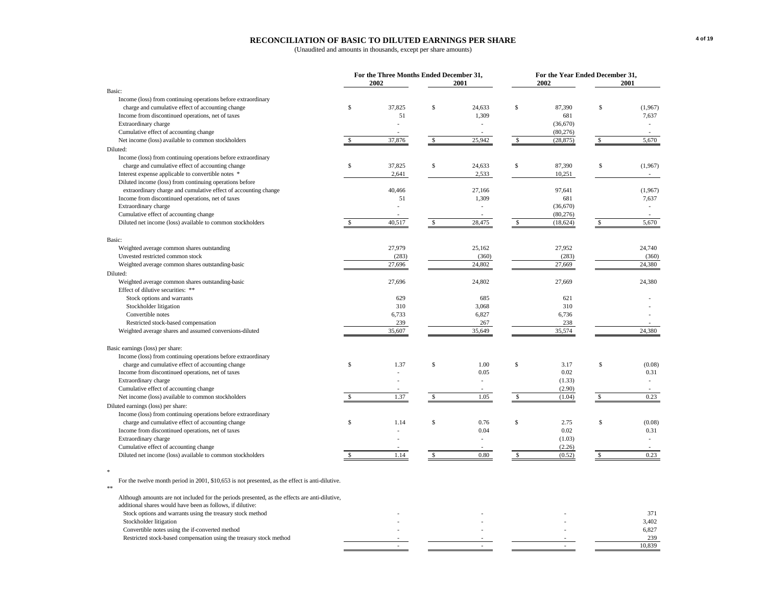# RECONCILIATION OF BASIC TO DILUTED EARNINGS PER SHARE

(Unaudited and amounts in thousands, except per share amounts)

| | For the Three Months Ended December 31, | | For the Year Ended December 31, | |
|---|---|---|---|---|
| | 2002 | 2001 | 2002 | 2001 |
| **Basic:** | | | | |
| Income (loss) from continuing operations before extraordinary charge and cumulative effect of accounting change | $ 37,825 | $ 24,633 | $ 87,390 | $ (1,967) |
| Income from discontinued operations, net of taxes | 51 | 1,309 | 681 | 7,637 |
| Extraordinary charge | - | - | (36,670) | - |
| Cumulative effect of accounting change | - | - | (80,276) | - |
| Net income (loss) available to common stockholders | $ 37,876 | $ 25,942 | $ (28,875) | $ 5,670 |
| **Diluted:** | | | | |
| Income (loss) from continuing operations before extraordinary charge and cumulative effect of accounting change | $ 37,825 | $ 24,633 | $ 87,390 | $ (1,967) |
| Interest expense applicable to convertible notes * | 2,641 | 2,533 | 10,251 | - |
| Diluted income (loss) from continuing operations before extraordinary charge and cumulative effect of accounting change | 40,466 | 27,166 | 97,641 | (1,967) |
| Income from discontinued operations, net of taxes | 51 | 1,309 | 681 | 7,637 |
| Extraordinary charge | - | - | (36,670) | - |
| Cumulative effect of accounting change | - | - | (80,276) | - |
| Diluted net income (loss) available to common stockholders | $ 40,517 | $ 28,475 | $ (18,624) | $ 5,670 |
| **Basic:** | | | | |
| Weighted average common shares outstanding | 27,979 | 25,162 | 27,952 | 24,740 |
| Unvested restricted common stock | (283) | (360) | (283) | (360) |
| Weighted average common shares outstanding-basic | 27,696 | 24,802 | 27,669 | 24,380 |
| **Diluted:** | | | | |
| Weighted average common shares outstanding-basic | 27,696 | 24,802 | 27,669 | 24,380 |
| Effect of dilutive securities: ** | | | | |
| Stock options and warrants | 629 | 685 | 621 | - |
| Stockholder litigation | 310 | 3,068 | 310 | - |
| Convertible notes | 6,733 | 6,827 | 6,736 | - |
| Restricted stock-based compensation | 239 | 267 | 238 | - |
| Weighted average shares and assumed conversions-diluted | 35,607 | 35,649 | 35,574 | 24,380 |
| **Basic earnings (loss) per share:** | | | | |
| Income (loss) from continuing operations before extraordinary charge and cumulative effect of accounting change | $ 1.37 | $ 1.00 | $ 3.17 | $ (0.08) |
| Income from discontinued operations, net of taxes | - | 0.05 | 0.02 | 0.31 |
| Extraordinary charge | - | - | (1.33) | - |
| Cumulative effect of accounting change | - | - | (2.90) | - |
| Net income (loss) available to common stockholders | $ 1.37 | $ 1.05 | $ (1.04) | $ 0.23 |
| **Diluted earnings (loss) per share:** | | | | |
| Income (loss) from continuing operations before extraordinary charge and cumulative effect of accounting change | $ 1.14 | $ 0.76 | $ 2.75 | $ (0.08) |
| Income from discontinued operations, net of taxes | - | 0.04 | 0.02 | 0.31 |
| Extraordinary charge | - | - | (1.03) | - |
| Cumulative effect of accounting change | - | - | (2.26) | - |
| Diluted net income (loss) available to common stockholders | $ 1.14 | $ 0.80 | $ (0.52) | $ 0.23 |

\* For the twelve month period in 2001, $10,653 is not presented, as the effect is anti-dilutive.

** Although amounts are not included for the periods presented, as the effects are anti-dilutive, additional shares would have been as follows, if dilutive:

| | | | | |
|---|---|---|---|---|
| Stock options and warrants using the treasury stock method | - | - | - | 371 |
| Stockholder litigation | - | - | - | 3,402 |
| Convertible notes using the if-converted method | - | - | - | 6,827 |
| Restricted stock-based compensation using the treasury stock method | - | - | - | 239 |
| | - | - | - | 10,839 |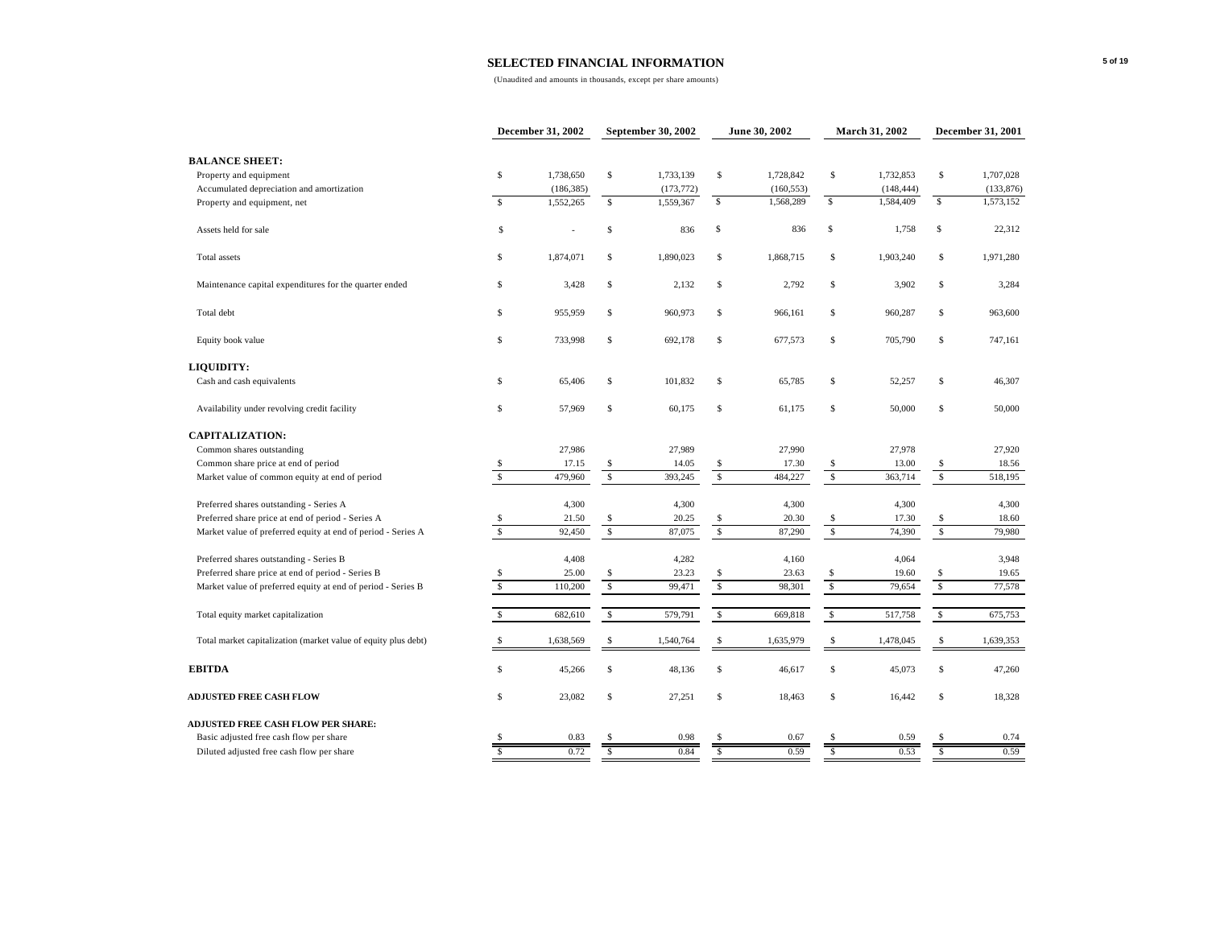# SELECTED FINANCIAL INFORMATION

(Unaudited and amounts in thousands, except per share amounts)

| | December 31, 2002 | September 30, 2002 | June 30, 2002 | March 31, 2002 | December 31, 2001 |
|---|---|---|---|---|---|
| **BALANCE SHEET:** | | | | | |
| Property and equipment | $ 1,738,650 | $ 1,733,139 | $ 1,728,842 | $ 1,732,853 | $ 1,707,028 |
| Accumulated depreciation and amortization | (186,385) | (173,772) | (160,553) | (148,444) | (133,876) |
| Property and equipment, net | $ 1,552,265 | $ 1,559,367 | $ 1,568,289 | $ 1,584,409 | $ 1,573,152 |
| Assets held for sale | $ - | $ 836 | $ 836 | $ 1,758 | $ 22,312 |
| Total assets | $ 1,874,071 | $ 1,890,023 | $ 1,868,715 | $ 1,903,240 | $ 1,971,280 |
| Maintenance capital expenditures for the quarter ended | $ 3,428 | $ 2,132 | $ 2,792 | $ 3,902 | $ 3,284 |
| Total debt | $ 955,959 | $ 960,973 | $ 966,161 | $ 960,287 | $ 963,600 |
| Equity book value | $ 733,998 | $ 692,178 | $ 677,573 | $ 705,790 | $ 747,161 |
| **LIQUIDITY:** | | | | | |
| Cash and cash equivalents | $ 65,406 | $ 101,832 | $ 65,785 | $ 52,257 | $ 46,307 |
| Availability under revolving credit facility | $ 57,969 | $ 60,175 | $ 61,175 | $ 50,000 | $ 50,000 |
| **CAPITALIZATION:** | | | | | |
| Common shares outstanding | 27,986 | 27,989 | 27,990 | 27,978 | 27,920 |
| Common share price at end of period | $ 17.15 | $ 14.05 | $ 17.30 | $ 13.00 | $ 18.56 |
| Market value of common equity at end of period | $ 479,960 | $ 393,245 | $ 484,227 | $ 363,714 | $ 518,195 |
| Preferred shares outstanding - Series A | 4,300 | 4,300 | 4,300 | 4,300 | 4,300 |
| Preferred share price at end of period - Series A | $ 21.50 | $ 20.25 | $ 20.30 | $ 17.30 | $ 18.60 |
| Market value of preferred equity at end of period - Series A | $ 92,450 | $ 87,075 | $ 87,290 | $ 74,390 | $ 79,980 |
| Preferred shares outstanding - Series B | 4,408 | 4,282 | 4,160 | 4,064 | 3,948 |
| Preferred share price at end of period - Series B | $ 25.00 | $ 23.23 | $ 23.63 | $ 19.60 | $ 19.65 |
| Market value of preferred equity at end of period - Series B | $ 110,200 | $ 99,471 | $ 98,301 | $ 79,654 | $ 77,578 |
| Total equity market capitalization | $ 682,610 | $ 579,791 | $ 669,818 | $ 517,758 | $ 675,753 |
| Total market capitalization (market value of equity plus debt) | $ 1,638,569 | $ 1,540,764 | $ 1,635,979 | $ 1,478,045 | $ 1,639,353 |
| **EBITDA** | $ 45,266 | $ 48,136 | $ 46,617 | $ 45,073 | $ 47,260 |
| **ADJUSTED FREE CASH FLOW** | $ 23,082 | $ 27,251 | $ 18,463 | $ 16,442 | $ 18,328 |
| **ADJUSTED FREE CASH FLOW PER SHARE:** | | | | | |
| Basic adjusted free cash flow per share | $ 0.83 | $ 0.98 | $ 0.67 | $ 0.59 | $ 0.74 |
| Diluted adjusted free cash flow per share | $ 0.72 | $ 0.84 | $ 0.59 | $ 0.53 | $ 0.59 |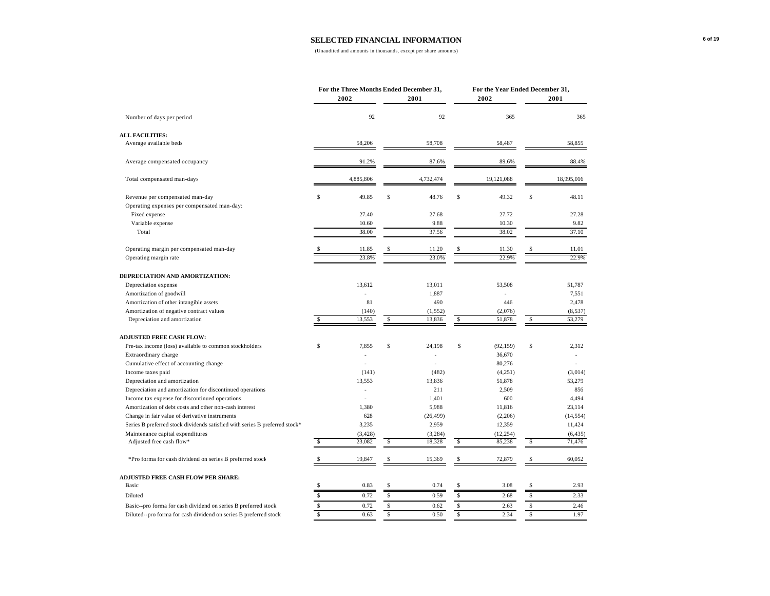# SELECTED FINANCIAL INFORMATION

(Unaudited and amounts in thousands, except per share amounts)

| | For the Three Months Ended December 31, | | For the Year Ended December 31, | |
|---|---|---|---|---|
| | 2002 | 2001 | 2002 | 2001 |
| Number of days per period | 92 | 92 | 365 | 365 |
| **ALL FACILITIES:** | | | | |
| Average available beds | 58,206 | 58,708 | 58,487 | 58,855 |
| Average compensated occupancy | 91.2% | 87.6% | 89.6% | 88.4% |
| Total compensated man-days | 4,885,806 | 4,732,474 | 19,121,088 | 18,995,016 |
| Revenue per compensated man-day | $ 49.85 | $ 48.76 | $ 49.32 | $ 48.11 |
| Operating expenses per compensated man-day: | | | | |
| Fixed expense | 27.40 | 27.68 | 27.72 | 27.28 |
| Variable expense | 10.60 | 9.88 | 10.30 | 9.82 |
| Total | 38.00 | 37.56 | 38.02 | 37.10 |
| Operating margin per compensated man-day | $ 11.85 | $ 11.20 | $ 11.30 | $ 11.01 |
| Operating margin rate | 23.8% | 23.0% | 22.9% | 22.9% |
| **DEPRECIATION AND AMORTIZATION:** | | | | |
| Depreciation expense | 13,612 | 13,011 | 53,508 | 51,787 |
| Amortization of goodwill | - | 1,887 | - | 7,551 |
| Amortization of other intangible assets | 81 | 490 | 446 | 2,478 |
| Amortization of negative contract values | (140) | (1,552) | (2,076) | (8,537) |
| Depreciation and amortization | $ 13,553 | $ 13,836 | $ 51,878 | $ 53,279 |
| **ADJUSTED FREE CASH FLOW:** | | | | |
| Pre-tax income (loss) available to common stockholders | $ 7,855 | $ 24,198 | $ (92,159) | $ 2,312 |
| Extraordinary charge | - | - | 36,670 | - |
| Cumulative effect of accounting change | - | - | 80,276 | - |
| Income taxes paid | (141) | (482) | (4,251) | (3,014) |
| Depreciation and amortization | 13,553 | 13,836 | 51,878 | 53,279 |
| Depreciation and amortization for discontinued operations | - | 211 | 2,509 | 856 |
| Income tax expense for discontinued operations | - | 1,401 | 600 | 4,494 |
| Amortization of debt costs and other non-cash interest | 1,380 | 5,988 | 11,816 | 23,114 |
| Change in fair value of derivative instruments | 628 | (26,499) | (2,206) | (14,554) |
| Series B preferred stock dividends satisfied with series B preferred stock* | 3,235 | 2,959 | 12,359 | 11,424 |
| Maintenance capital expenditures | (3,428) | (3,284) | (12,254) | (6,435) |
| Adjusted free cash flow* | $ 23,082 | $ 18,328 | $ 85,238 | $ 71,476 |
| *Pro forma for cash dividend on series B preferred stock | $ 19,847 | $ 15,369 | $ 72,879 | $ 60,052 |
| **ADJUSTED FREE CASH FLOW PER SHARE:** | | | | |
| Basic | $ 0.83 | $ 0.74 | $ 3.08 | $ 2.93 |
| Diluted | $ 0.72 | $ 0.59 | $ 2.68 | $ 2.33 |
| Basic--pro forma for cash dividend on series B preferred stock | $ 0.72 | $ 0.62 | $ 2.63 | $ 2.46 |
| Diluted--pro forma for cash dividend on series B preferred stock | $ 0.63 | $ 0.50 | $ 2.34 | $ 1.97 |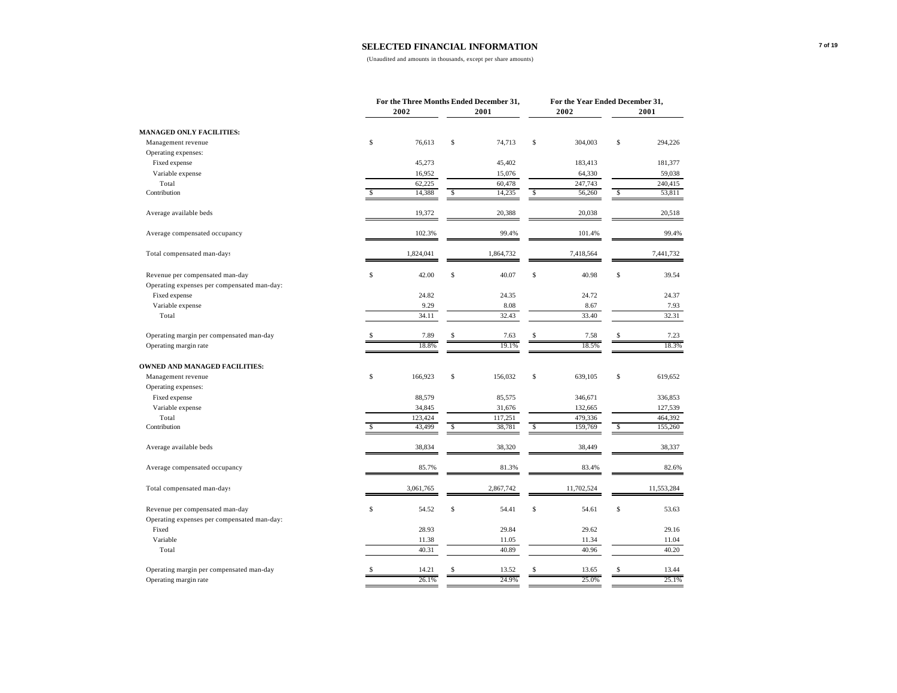# SELECTED FINANCIAL INFORMATION

(Unaudited and amounts in thousands, except per share amounts)

| | For the Three Months Ended December 31, | | For the Year Ended December 31, | |
|---|---|---|---|---|
| | 2002 | 2001 | 2002 | 2001 |
| **MANAGED ONLY FACILITIES:** | | | | |
| Management revenue | $ 76,613 | $ 74,713 | $ 304,003 | $ 294,226 |
| Operating expenses: | | | | |
| Fixed expense | 45,273 | 45,402 | 183,413 | 181,377 |
| Variable expense | 16,952 | 15,076 | 64,330 | 59,038 |
| Total | 62,225 | 60,478 | 247,743 | 240,415 |
| Contribution | $ 14,388 | $ 14,235 | $ 56,260 | $ 53,811 |
| Average available beds | 19,372 | 20,388 | 20,038 | 20,518 |
| Average compensated occupancy | 102.3% | 99.4% | 101.4% | 99.4% |
| Total compensated man-days | 1,824,041 | 1,864,732 | 7,418,564 | 7,441,732 |
| Revenue per compensated man-day | $ 42.00 | $ 40.07 | $ 40.98 | $ 39.54 |
| Operating expenses per compensated man-day: | | | | |
| Fixed expense | 24.82 | 24.35 | 24.72 | 24.37 |
| Variable expense | 9.29 | 8.08 | 8.67 | 7.93 |
| Total | 34.11 | 32.43 | 33.40 | 32.31 |
| Operating margin per compensated man-day | $ 7.89 | $ 7.63 | $ 7.58 | $ 7.23 |
| Operating margin rate | 18.8% | 19.1% | 18.5% | 18.3% |
| **OWNED AND MANAGED FACILITIES:** | | | | |
| Management revenue | $ 166,923 | $ 156,032 | $ 639,105 | $ 619,652 |
| Operating expenses: | | | | |
| Fixed expense | 88,579 | 85,575 | 346,671 | 336,853 |
| Variable expense | 34,845 | 31,676 | 132,665 | 127,539 |
| Total | 123,424 | 117,251 | 479,336 | 464,392 |
| Contribution | $ 43,499 | $ 38,781 | $ 159,769 | $ 155,260 |
| Average available beds | 38,834 | 38,320 | 38,449 | 38,337 |
| Average compensated occupancy | 85.7% | 81.3% | 83.4% | 82.6% |
| Total compensated man-days | 3,061,765 | 2,867,742 | 11,702,524 | 11,553,284 |
| Revenue per compensated man-day | $ 54.52 | $ 54.41 | $ 54.61 | $ 53.63 |
| Operating expenses per compensated man-day: | | | | |
| Fixed | 28.93 | 29.84 | 29.62 | 29.16 |
| Variable | 11.38 | 11.05 | 11.34 | 11.04 |
| Total | 40.31 | 40.89 | 40.96 | 40.20 |
| Operating margin per compensated man-day | $ 14.21 | $ 13.52 | $ 13.65 | $ 13.44 |
| Operating margin rate | 26.1% | 24.9% | 25.0% | 25.1% |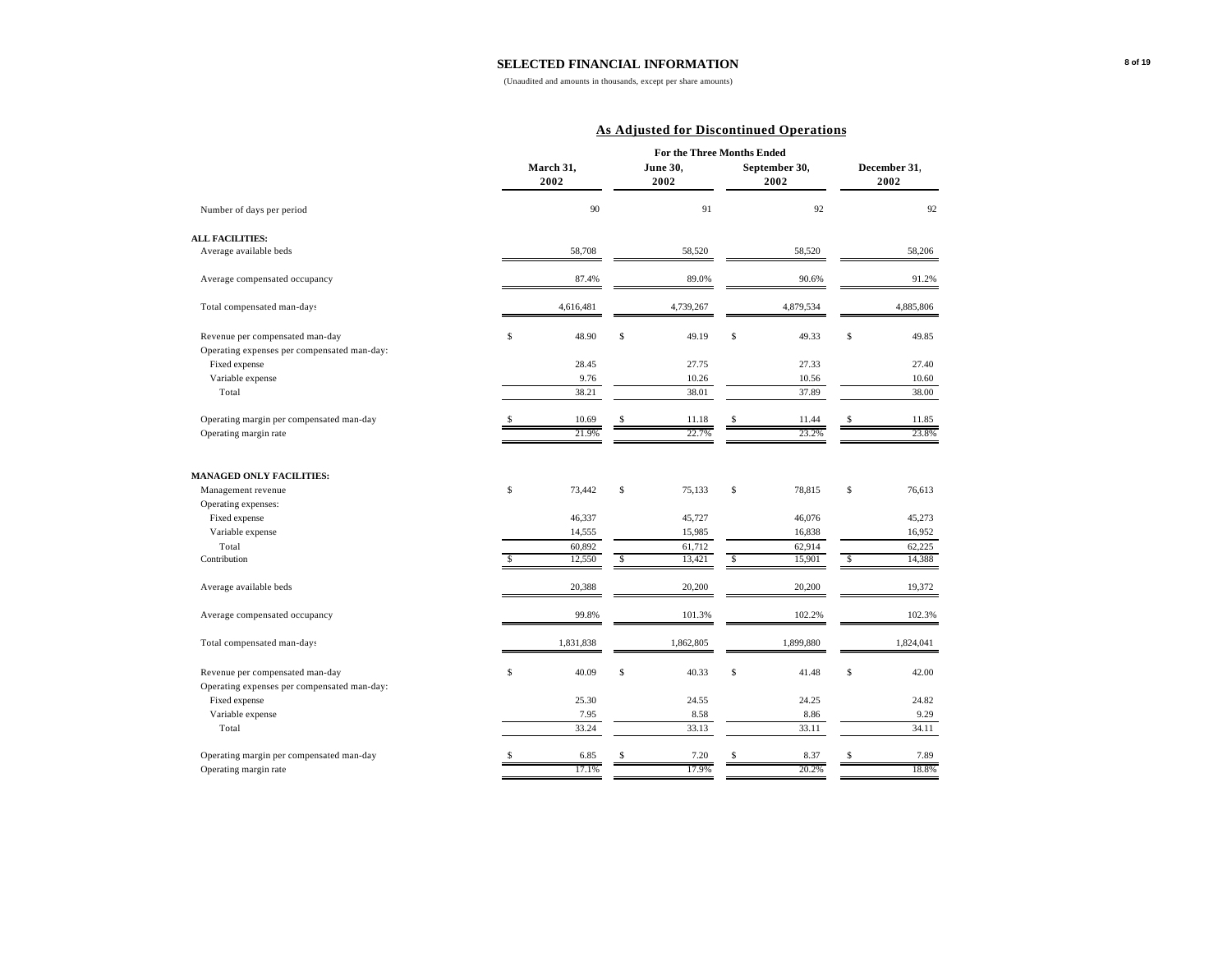# SELECTED FINANCIAL INFORMATION

(Unaudited and amounts in thousands, except per share amounts)

## As Adjusted for Discontinued Operations

| | For the Three Months Ended | | | |
|---|---|---|---|---|
| | March 31, 2002 | June 30, 2002 | September 30, 2002 | December 31, 2002 |
| Number of days per period | 90 | 91 | 92 | 92 |
| **ALL FACILITIES:** | | | | |
| Average available beds | 58,708 | 58,520 | 58,520 | 58,206 |
| Average compensated occupancy | 87.4% | 89.0% | 90.6% | 91.2% |
| Total compensated man-days | 4,616,481 | 4,739,267 | 4,879,534 | 4,885,806 |
| Revenue per compensated man-day | $ 48.90 | $ 49.19 | $ 49.33 | $ 49.85 |
| Operating expenses per compensated man-day: | | | | |
| Fixed expense | 28.45 | 27.75 | 27.33 | 27.40 |
| Variable expense | 9.76 | 10.26 | 10.56 | 10.60 |
| Total | 38.21 | 38.01 | 37.89 | 38.00 |
| Operating margin per compensated man-day | $ 10.69 | $ 11.18 | $ 11.44 | $ 11.85 |
| Operating margin rate | 21.9% | 22.7% | 23.2% | 23.8% |
| **MANAGED ONLY FACILITIES:** | | | | |
| Management revenue | $ 73,442 | $ 75,133 | $ 78,815 | $ 76,613 |
| Operating expenses: | | | | |
| Fixed expense | 46,337 | 45,727 | 46,076 | 45,273 |
| Variable expense | 14,555 | 15,985 | 16,838 | 16,952 |
| Total | 60,892 | 61,712 | 62,914 | 62,225 |
| Contribution | $ 12,550 | $ 13,421 | $ 15,901 | $ 14,388 |
| Average available beds | 20,388 | 20,200 | 20,200 | 19,372 |
| Average compensated occupancy | 99.8% | 101.3% | 102.2% | 102.3% |
| Total compensated man-days | 1,831,838 | 1,862,805 | 1,899,880 | 1,824,041 |
| Revenue per compensated man-day | $ 40.09 | $ 40.33 | $ 41.48 | $ 42.00 |
| Operating expenses per compensated man-day: | | | | |
| Fixed expense | 25.30 | 24.55 | 24.25 | 24.82 |
| Variable expense | 7.95 | 8.58 | 8.86 | 9.29 |
| Total | 33.24 | 33.13 | 33.11 | 34.11 |
| Operating margin per compensated man-day | $ 6.85 | $ 7.20 | $ 8.37 | $ 7.89 |
| Operating margin rate | 17.1% | 17.9% | 20.2% | 18.8% |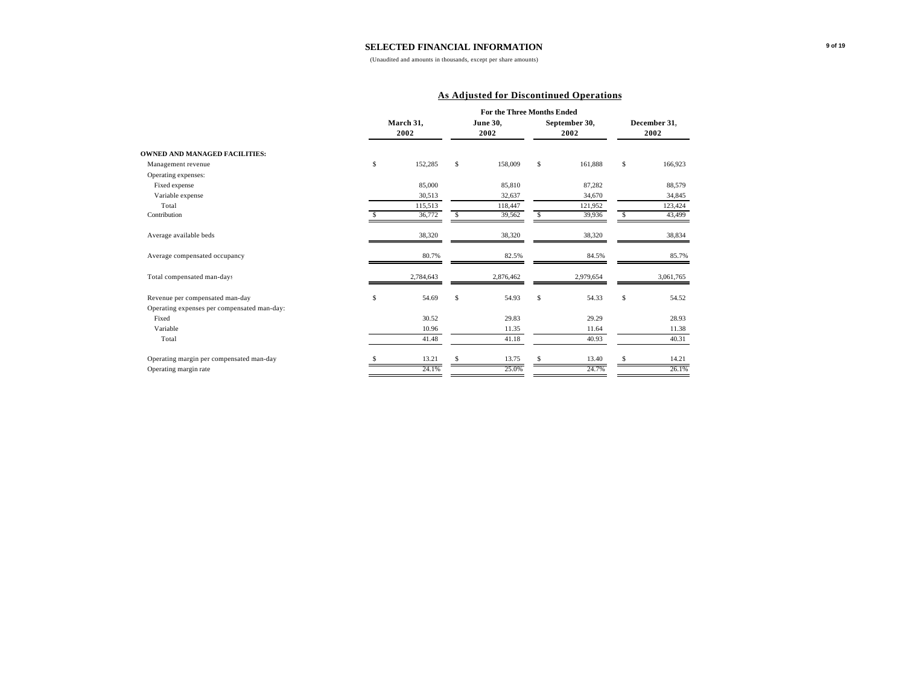# SELECTED FINANCIAL INFORMATION

(Unaudited and amounts in thousands, except per share amounts)

## As Adjusted for Discontinued Operations

| | For the Three Months Ended | | | |
|---|---|---|---|---|
| | March 31, 2002 | June 30, 2002 | September 30, 2002 | December 31, 2002 |
| **OWNED AND MANAGED FACILITIES:** | | | | |
| Management revenue | $ 152,285 | $ 158,009 | $ 161,888 | $ 166,923 |
| Operating expenses: | | | | |
| Fixed expense | 85,000 | 85,810 | 87,282 | 88,579 |
| Variable expense | 30,513 | 32,637 | 34,670 | 34,845 |
| Total | 115,513 | 118,447 | 121,952 | 123,424 |
| Contribution | $ 36,772 | $ 39,562 | $ 39,936 | $ 43,499 |
| Average available beds | 38,320 | 38,320 | 38,320 | 38,834 |
| Average compensated occupancy | 80.7% | 82.5% | 84.5% | 85.7% |
| Total compensated man-days | 2,784,643 | 2,876,462 | 2,979,654 | 3,061,765 |
| Revenue per compensated man-day | $ 54.69 | $ 54.93 | $ 54.33 | $ 54.52 |
| Operating expenses per compensated man-day: | | | | |
| Fixed | 30.52 | 29.83 | 29.29 | 28.93 |
| Variable | 10.96 | 11.35 | 11.64 | 11.38 |
| Total | 41.48 | 41.18 | 40.93 | 40.31 |
| Operating margin per compensated man-day | $ 13.21 | $ 13.75 | $ 13.40 | $ 14.21 |
| Operating margin rate | 24.1% | 25.0% | 24.7% | 26.1% |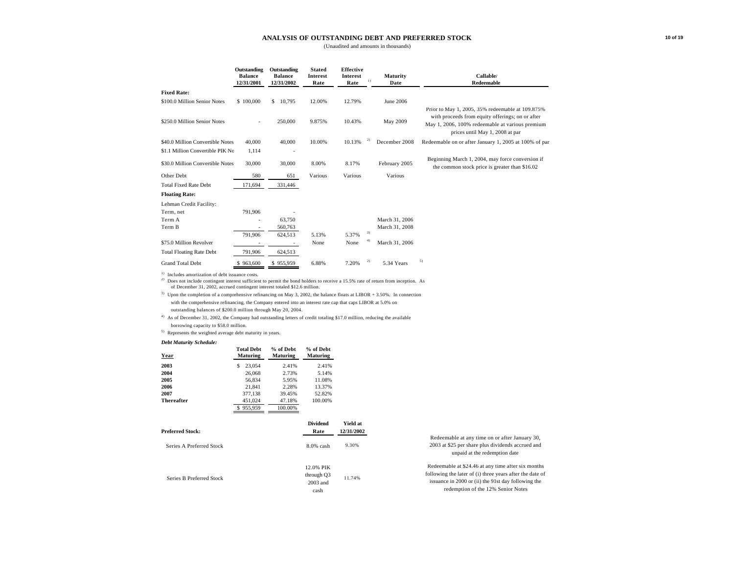# ANALYSIS OF OUTSTANDING DEBT AND PREFERRED STOCK

(Unaudited and amounts in thousands)

| | Outstanding Balance 12/31/2001 | Outstanding Balance 12/31/2002 | Stated Interest Rate | Effective Interest Rate [1] | Maturity Date | Callable/ Redeemable |
|---|---|---|---|---|---|---|
| **Fixed Rate:** | | | | | | |
| $100.0 Million Senior Notes | $ 100,000 | $ 10,795 | 12.00% | 12.79% | June 2006 | |
| $250.0 Million Senior Notes | - | 250,000 | 9.875% | 10.43% | May 2009 | Prior to May 1, 2005, 35% redeemable at 109.875% with proceeds from equity offerings; on or after May 1, 2006, 100% redeemable at various premium prices until May 1, 2008 at par |
| $40.0 Million Convertible Notes | 40,000 | 40,000 | 10.00% | 10.13% [2] | December 2008 | Redeemable on or after January 1, 2005 at 100% of par |
| $1.1 Million Convertible PIK No | 1,114 | - | | | | |
| $30.0 Million Convertible Notes | 30,000 | 30,000 | 8.00% | 8.17% | February 2005 | Beginning March 1, 2004, may force conversion if the common stock price is greater than $16.02 |
| Other Debt | 580 | 651 | Various | Various | Various | |
| Total Fixed Rate Debt | 171,694 | 331,446 | | | | |
| **Floating Rate:** | | | | | | |
| Lehman Credit Facility: | | | | | | |
| Term, net | 791,906 | - | | | | |
| Term A | - | 63,750 | | | March 31, 2006 | |
| Term B | - | 560,763 | | | March 31, 2008 | |
| | 791,906 | 624,513 | 5.13% | 5.37% [3] | | |
| $75.0 Million Revolver | - | - | None | None [4] | March 31, 2006 | |
| Total Floating Rate Debt | 791,906 | 624,513 | | | | |
| Grand Total Debt | $ 963,600 | $ 955,959 | 6.88% | 7.20% [2] | 5.34 Years [5] | |

[1] Includes amortization of debt issuance costs.

[2] Does not include contingent interest sufficient to permit the bond holders to receive a 15.5% rate of return from inception. As of December 31, 2002, accrued contingent interest totaled $12.6 million.

[3] Upon the completion of a comprehensive refinancing on May 3, 2002, the balance floats at LIBOR + 3.50%. In connection with the comprehensive refinancing, the Company entered into an interest rate cap that caps LIBOR at 5.0% on outstanding balances of $200.0 million through May 20, 2004.

[4] As of December 31, 2002, the Company had outstanding letters of credit totaling $17.0 million, reducing the available borrowing capacity to $58.0 million.

[5] Represents the weighted average debt maturity in years.

***Debt Maturity Schedule:***

| Year | Total Debt Maturing | % of Debt Maturing | % of Debt Maturing |
|---|---|---|---|
| **2003** | $ 23,054 | 2.41% | 2.41% |
| **2004** | 26,068 | 2.73% | 5.14% |
| **2005** | 56,834 | 5.95% | 11.08% |
| **2006** | 21,841 | 2.28% | 13.37% |
| **2007** | 377,138 | 39.45% | 52.82% |
| **Thereafter** | 451,024 | 47.18% | 100.00% |
| | $ 955,959 | 100.00% | |

| Preferred Stock: | Dividend Rate | Yield at 12/31/2002 | |
|---|---|---|---|
| Series A Preferred Stock | 8.0% cash | 9.30% | Redeemable at any time on or after January 30, 2003 at $25 per share plus dividends accrued and unpaid at the redemption date |
| Series B Preferred Stock | 12.0% PIK through Q3 2003 and cash | 11.74% | Redeemable at $24.46 at any time after six months following the later of (i) three years after the date of issuance in 2000 or (ii) the 91st day following the redemption of the 12% Senior Notes |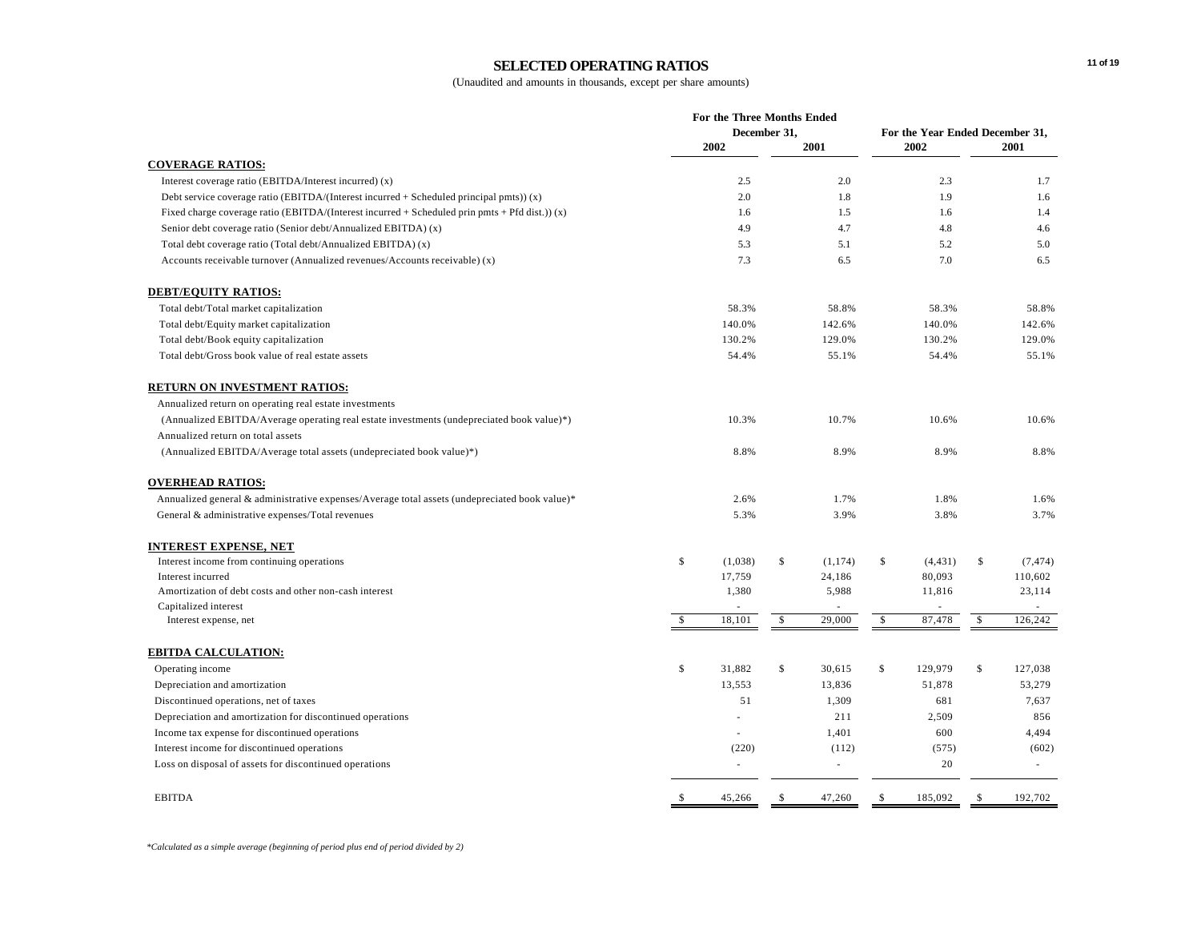# SELECTED OPERATING RATIOS

(Unaudited and amounts in thousands, except per share amounts)

| | For the Three Months Ended December 31, 2002 | For the Three Months Ended December 31, 2001 | For the Year Ended December 31, 2002 | For the Year Ended December 31, 2001 |
|---|---|---|---|---|
| **COVERAGE RATIOS:** | | | | |
| Interest coverage ratio (EBITDA/Interest incurred) (x) | 2.5 | 2.0 | 2.3 | 1.7 |
| Debt service coverage ratio (EBITDA/(Interest incurred + Scheduled principal pmts)) (x) | 2.0 | 1.8 | 1.9 | 1.6 |
| Fixed charge coverage ratio (EBITDA/(Interest incurred + Scheduled prin pmts + Pfd dist.)) (x) | 1.6 | 1.5 | 1.6 | 1.4 |
| Senior debt coverage ratio (Senior debt/Annualized EBITDA) (x) | 4.9 | 4.7 | 4.8 | 4.6 |
| Total debt coverage ratio (Total debt/Annualized EBITDA) (x) | 5.3 | 5.1 | 5.2 | 5.0 |
| Accounts receivable turnover (Annualized revenues/Accounts receivable) (x) | 7.3 | 6.5 | 7.0 | 6.5 |
| **DEBT/EQUITY RATIOS:** | | | | |
| Total debt/Total market capitalization | 58.3% | 58.8% | 58.3% | 58.8% |
| Total debt/Equity market capitalization | 140.0% | 142.6% | 140.0% | 142.6% |
| Total debt/Book equity capitalization | 130.2% | 129.0% | 130.2% | 129.0% |
| Total debt/Gross book value of real estate assets | 54.4% | 55.1% | 54.4% | 55.1% |
| **RETURN ON INVESTMENT RATIOS:** | | | | |
| Annualized return on operating real estate investments (Annualized EBITDA/Average operating real estate investments (undepreciated book value)*) | 10.3% | 10.7% | 10.6% | 10.6% |
| Annualized return on total assets (Annualized EBITDA/Average total assets (undepreciated book value)*) | 8.8% | 8.9% | 8.9% | 8.8% |
| **OVERHEAD RATIOS:** | | | | |
| Annualized general & administrative expenses/Average total assets (undepreciated book value)* | 2.6% | 1.7% | 1.8% | 1.6% |
| General & administrative expenses/Total revenues | 5.3% | 3.9% | 3.8% | 3.7% |
| **INTEREST EXPENSE, NET** | | | | |
| Interest income from continuing operations | $ (1,038) | $ (1,174) | $ (4,431) | $ (7,474) |
| Interest incurred | 17,759 | 24,186 | 80,093 | 110,602 |
| Amortization of debt costs and other non-cash interest | 1,380 | 5,988 | 11,816 | 23,114 |
| Capitalized interest | - | - | - | - |
| Interest expense, net | $ 18,101 | $ 29,000 | $ 87,478 | $ 126,242 |
| **EBITDA CALCULATION:** | | | | |
| Operating income | $ 31,882 | $ 30,615 | $ 129,979 | $ 127,038 |
| Depreciation and amortization | 13,553 | 13,836 | 51,878 | 53,279 |
| Discontinued operations, net of taxes | 51 | 1,309 | 681 | 7,637 |
| Depreciation and amortization for discontinued operations | - | 211 | 2,509 | 856 |
| Income tax expense for discontinued operations | - | 1,401 | 600 | 4,494 |
| Interest income for discontinued operations | (220) | (112) | (575) | (602) |
| Loss on disposal of assets for discontinued operations | - | - | 20 | - |
| EBITDA | $ 45,266 | $ 47,260 | $ 185,092 | $ 192,702 |

*\*Calculated as a simple average (beginning of period plus end of period divided by 2)*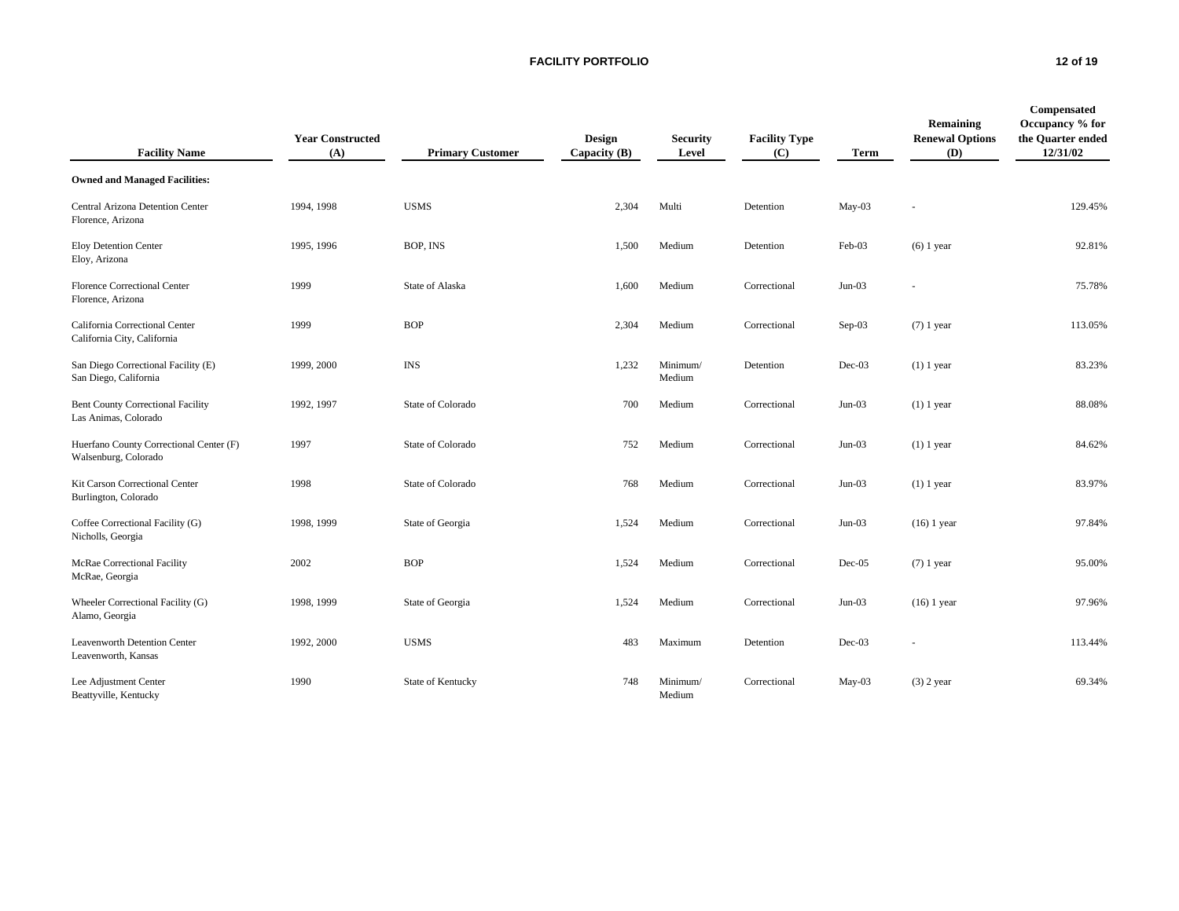## FACILITY PORTFOLIO

| Facility Name | Year Constructed (A) | Primary Customer | Design Capacity (B) | Security Level | Facility Type (C) | Term | Remaining Renewal Options (D) | Compensated Occupancy % for the Quarter ended 12/31/02 |
|---|---|---|---|---|---|---|---|---|
| **Owned and Managed Facilities:** | | | | | | | | |
| Central Arizona Detention Center<br>Florence, Arizona | 1994, 1998 | USMS | 2,304 | Multi | Detention | May-03 | - | 129.45% |
| Eloy Detention Center<br>Eloy, Arizona | 1995, 1996 | BOP, INS | 1,500 | Medium | Detention | Feb-03 | (6) 1 year | 92.81% |
| Florence Correctional Center<br>Florence, Arizona | 1999 | State of Alaska | 1,600 | Medium | Correctional | Jun-03 | - | 75.78% |
| California Correctional Center<br>California City, California | 1999 | BOP | 2,304 | Medium | Correctional | Sep-03 | (7) 1 year | 113.05% |
| San Diego Correctional Facility (E)<br>San Diego, California | 1999, 2000 | INS | 1,232 | Minimum/ Medium | Detention | Dec-03 | (1) 1 year | 83.23% |
| Bent County Correctional Facility<br>Las Animas, Colorado | 1992, 1997 | State of Colorado | 700 | Medium | Correctional | Jun-03 | (1) 1 year | 88.08% |
| Huerfano County Correctional Center (F)<br>Walsenburg, Colorado | 1997 | State of Colorado | 752 | Medium | Correctional | Jun-03 | (1) 1 year | 84.62% |
| Kit Carson Correctional Center<br>Burlington, Colorado | 1998 | State of Colorado | 768 | Medium | Correctional | Jun-03 | (1) 1 year | 83.97% |
| Coffee Correctional Facility (G)<br>Nicholls, Georgia | 1998, 1999 | State of Georgia | 1,524 | Medium | Correctional | Jun-03 | (16) 1 year | 97.84% |
| McRae Correctional Facility<br>McRae, Georgia | 2002 | BOP | 1,524 | Medium | Correctional | Dec-05 | (7) 1 year | 95.00% |
| Wheeler Correctional Facility (G)<br>Alamo, Georgia | 1998, 1999 | State of Georgia | 1,524 | Medium | Correctional | Jun-03 | (16) 1 year | 97.96% |
| Leavenworth Detention Center<br>Leavenworth, Kansas | 1992, 2000 | USMS | 483 | Maximum | Detention | Dec-03 | - | 113.44% |
| Lee Adjustment Center<br>Beattyville, Kentucky | 1990 | State of Kentucky | 748 | Minimum/ Medium | Correctional | May-03 | (3) 2 year | 69.34% |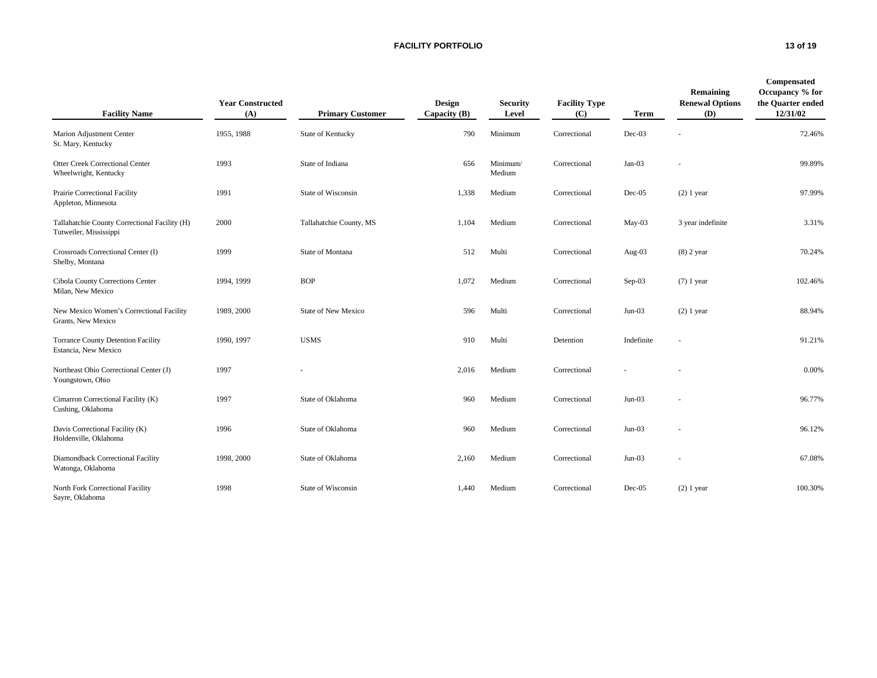## FACILITY PORTFOLIO

| Facility Name | Year Constructed (A) | Primary Customer | Design Capacity (B) | Security Level | Facility Type (C) | Term | Remaining Renewal Options (D) | Compensated Occupancy % for the Quarter ended 12/31/02 |
|---|---|---|---|---|---|---|---|---|
| Marion Adjustment Center<br>St. Mary, Kentucky | 1955, 1988 | State of Kentucky | 790 | Minimum | Correctional | Dec-03 | - | 72.46% |
| Otter Creek Correctional Center<br>Wheelwright, Kentucky | 1993 | State of Indiana | 656 | Minimum/ Medium | Correctional | Jan-03 | - | 99.89% |
| Prairie Correctional Facility<br>Appleton, Minnesota | 1991 | State of Wisconsin | 1,338 | Medium | Correctional | Dec-05 | (2) 1 year | 97.99% |
| Tallahatchie County Correctional Facility (H)<br>Tutweiler, Mississippi | 2000 | Tallahatchie County, MS | 1,104 | Medium | Correctional | May-03 | 3 year indefinite | 3.31% |
| Crossroads Correctional Center (I)<br>Shelby, Montana | 1999 | State of Montana | 512 | Multi | Correctional | Aug-03 | (8) 2 year | 70.24% |
| Cibola County Corrections Center<br>Milan, New Mexico | 1994, 1999 | BOP | 1,072 | Medium | Correctional | Sep-03 | (7) 1 year | 102.46% |
| New Mexico Women's Correctional Facility<br>Grants, New Mexico | 1989, 2000 | State of New Mexico | 596 | Multi | Correctional | Jun-03 | (2) 1 year | 88.94% |
| Torrance County Detention Facility<br>Estancia, New Mexico | 1990, 1997 | USMS | 910 | Multi | Detention | Indefinite | - | 91.21% |
| Northeast Ohio Correctional Center (J)<br>Youngstown, Ohio | 1997 | - | 2,016 | Medium | Correctional | - | - | 0.00% |
| Cimarron Correctional Facility (K)<br>Cushing, Oklahoma | 1997 | State of Oklahoma | 960 | Medium | Correctional | Jun-03 | - | 96.77% |
| Davis Correctional Facility (K)<br>Holdenville, Oklahoma | 1996 | State of Oklahoma | 960 | Medium | Correctional | Jun-03 | - | 96.12% |
| Diamondback Correctional Facility<br>Watonga, Oklahoma | 1998, 2000 | State of Oklahoma | 2,160 | Medium | Correctional | Jun-03 | - | 67.08% |
| North Fork Correctional Facility<br>Sayre, Oklahoma | 1998 | State of Wisconsin | 1,440 | Medium | Correctional | Dec-05 | (2) 1 year | 100.30% |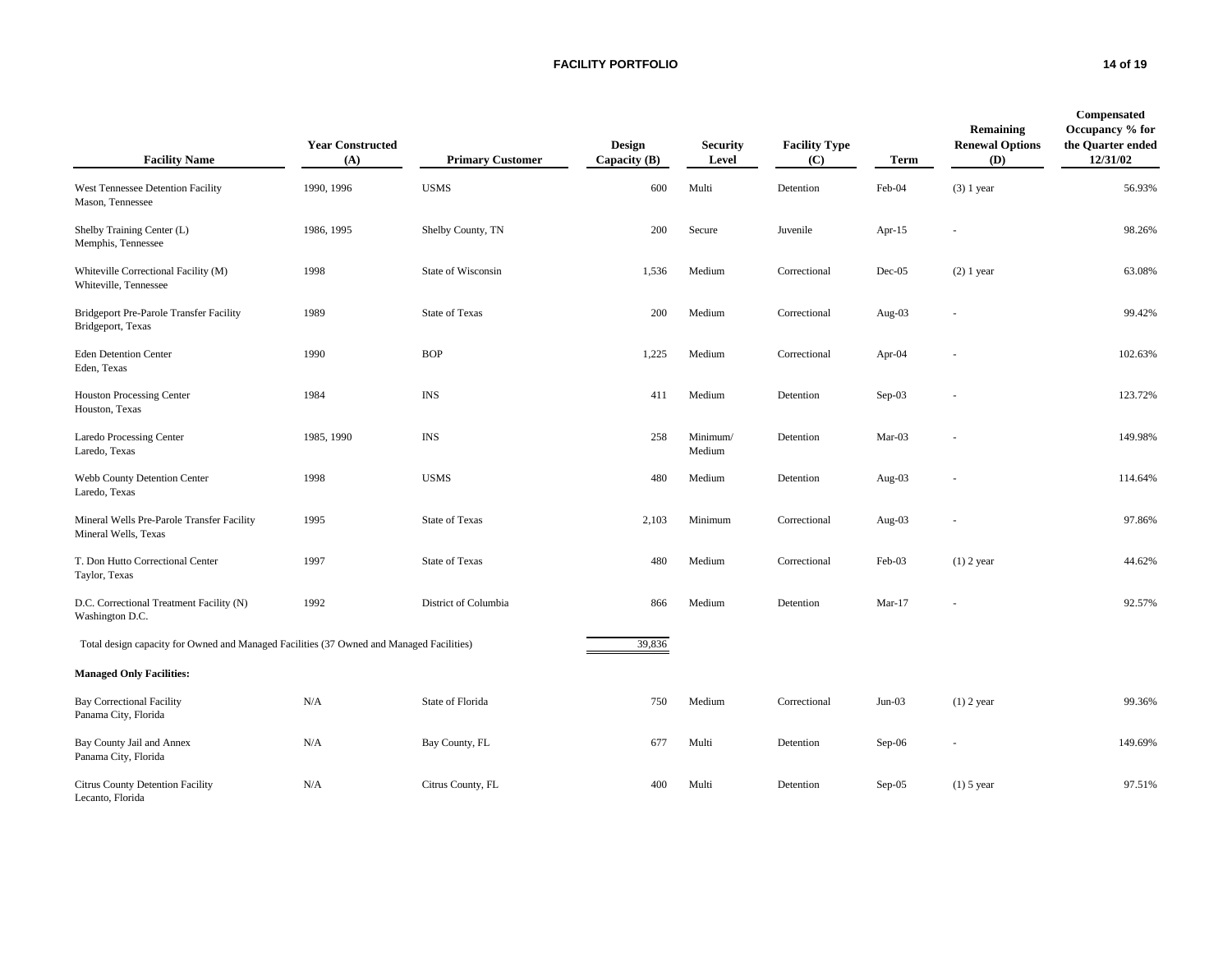## FACILITY PORTFOLIO

| Facility Name | Year Constructed (A) | Primary Customer | Design Capacity (B) | Security Level | Facility Type (C) | Term | Remaining Renewal Options (D) | Compensated Occupancy % for the Quarter ended 12/31/02 |
|---|---|---|---|---|---|---|---|---|
| West Tennessee Detention Facility<br>Mason, Tennessee | 1990, 1996 | USMS | 600 | Multi | Detention | Feb-04 | (3) 1 year | 56.93% |
| Shelby Training Center (L)<br>Memphis, Tennessee | 1986, 1995 | Shelby County, TN | 200 | Secure | Juvenile | Apr-15 | - | 98.26% |
| Whiteville Correctional Facility (M)<br>Whiteville, Tennessee | 1998 | State of Wisconsin | 1,536 | Medium | Correctional | Dec-05 | (2) 1 year | 63.08% |
| Bridgeport Pre-Parole Transfer Facility<br>Bridgeport, Texas | 1989 | State of Texas | 200 | Medium | Correctional | Aug-03 | - | 99.42% |
| Eden Detention Center<br>Eden, Texas | 1990 | BOP | 1,225 | Medium | Correctional | Apr-04 | - | 102.63% |
| Houston Processing Center<br>Houston, Texas | 1984 | INS | 411 | Medium | Detention | Sep-03 | - | 123.72% |
| Laredo Processing Center<br>Laredo, Texas | 1985, 1990 | INS | 258 | Minimum/<br>Medium | Detention | Mar-03 | - | 149.98% |
| Webb County Detention Center<br>Laredo, Texas | 1998 | USMS | 480 | Medium | Detention | Aug-03 | - | 114.64% |
| Mineral Wells Pre-Parole Transfer Facility<br>Mineral Wells, Texas | 1995 | State of Texas | 2,103 | Minimum | Correctional | Aug-03 | - | 97.86% |
| T. Don Hutto Correctional Center<br>Taylor, Texas | 1997 | State of Texas | 480 | Medium | Correctional | Feb-03 | (1) 2 year | 44.62% |
| D.C. Correctional Treatment Facility (N)<br>Washington D.C. | 1992 | District of Columbia | 866 | Medium | Detention | Mar-17 | - | 92.57% |
| Total design capacity for Owned and Managed Facilities (37 Owned and Managed Facilities) | | | 39,836 | | | | | |
| **Managed Only Facilities:** | | | | | | | | |
| Bay Correctional Facility<br>Panama City, Florida | N/A | State of Florida | 750 | Medium | Correctional | Jun-03 | (1) 2 year | 99.36% |
| Bay County Jail and Annex<br>Panama City, Florida | N/A | Bay County, FL | 677 | Multi | Detention | Sep-06 | - | 149.69% |
| Citrus County Detention Facility<br>Lecanto, Florida | N/A | Citrus County, FL | 400 | Multi | Detention | Sep-05 | (1) 5 year | 97.51% |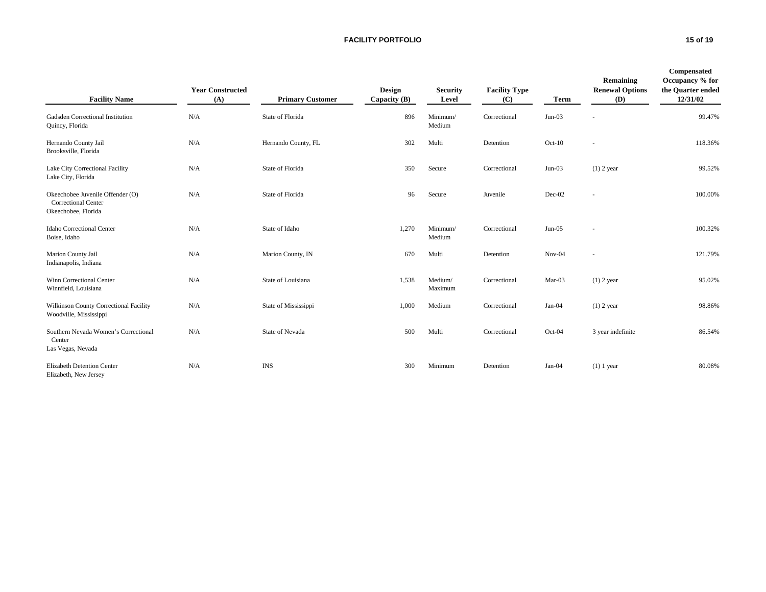## FACILITY PORTFOLIO

| Facility Name | Year Constructed (A) | Primary Customer | Design Capacity (B) | Security Level | Facility Type (C) | Term | Remaining Renewal Options (D) | Compensated Occupancy % for the Quarter ended 12/31/02 |
|---|---|---|---|---|---|---|---|---|
| Gadsden Correctional Institution<br>Quincy, Florida | N/A | State of Florida | 896 | Minimum/ Medium | Correctional | Jun-03 | - | 99.47% |
| Hernando County Jail<br>Brooksville, Florida | N/A | Hernando County, FL | 302 | Multi | Detention | Oct-10 | - | 118.36% |
| Lake City Correctional Facility<br>Lake City, Florida | N/A | State of Florida | 350 | Secure | Correctional | Jun-03 | (1) 2 year | 99.52% |
| Okeechobee Juvenile Offender (O) Correctional Center<br>Okeechobee, Florida | N/A | State of Florida | 96 | Secure | Juvenile | Dec-02 | - | 100.00% |
| Idaho Correctional Center<br>Boise, Idaho | N/A | State of Idaho | 1,270 | Minimum/ Medium | Correctional | Jun-05 | - | 100.32% |
| Marion County Jail<br>Indianapolis, Indiana | N/A | Marion County, IN | 670 | Multi | Detention | Nov-04 | - | 121.79% |
| Winn Correctional Center<br>Winnfield, Louisiana | N/A | State of Louisiana | 1,538 | Medium/ Maximum | Correctional | Mar-03 | (1) 2 year | 95.02% |
| Wilkinson County Correctional Facility<br>Woodville, Mississippi | N/A | State of Mississippi | 1,000 | Medium | Correctional | Jan-04 | (1) 2 year | 98.86% |
| Southern Nevada Women's Correctional Center<br>Las Vegas, Nevada | N/A | State of Nevada | 500 | Multi | Correctional | Oct-04 | 3 year indefinite | 86.54% |
| Elizabeth Detention Center<br>Elizabeth, New Jersey | N/A | INS | 300 | Minimum | Detention | Jan-04 | (1) 1 year | 80.08% |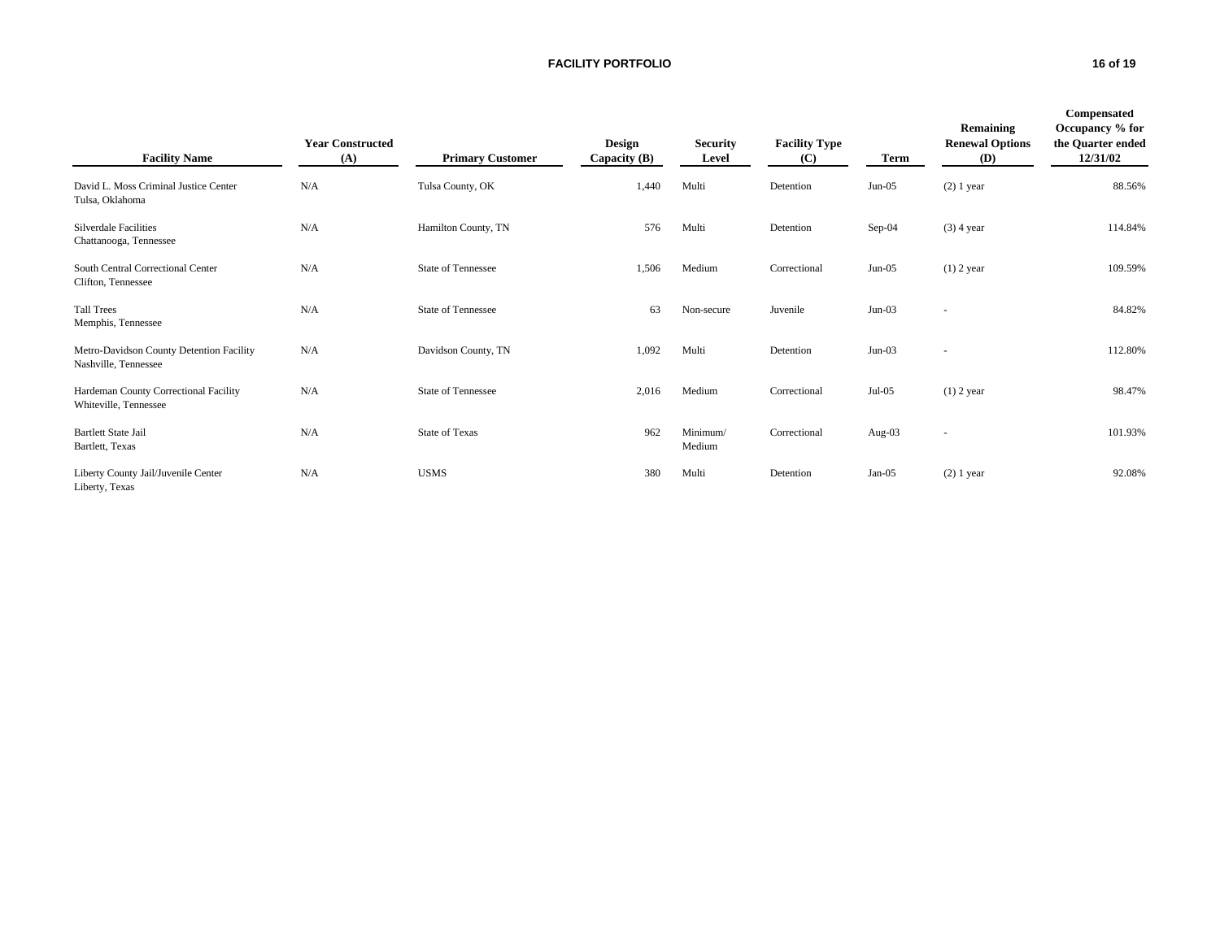# FACILITY PORTFOLIO

| Facility Name | Year Constructed (A) | Primary Customer | Design Capacity (B) | Security Level | Facility Type (C) | Term | Remaining Renewal Options (D) | Compensated Occupancy % for the Quarter ended 12/31/02 |
|---|---|---|---|---|---|---|---|---|
| David L. Moss Criminal Justice Center<br>Tulsa, Oklahoma | N/A | Tulsa County, OK | 1,440 | Multi | Detention | Jun-05 | (2) 1 year | 88.56% |
| Silverdale Facilities<br>Chattanooga, Tennessee | N/A | Hamilton County, TN | 576 | Multi | Detention | Sep-04 | (3) 4 year | 114.84% |
| South Central Correctional Center<br>Clifton, Tennessee | N/A | State of Tennessee | 1,506 | Medium | Correctional | Jun-05 | (1) 2 year | 109.59% |
| Tall Trees<br>Memphis, Tennessee | N/A | State of Tennessee | 63 | Non-secure | Juvenile | Jun-03 | - | 84.82% |
| Metro-Davidson County Detention Facility<br>Nashville, Tennessee | N/A | Davidson County, TN | 1,092 | Multi | Detention | Jun-03 | - | 112.80% |
| Hardeman County Correctional Facility<br>Whiteville, Tennessee | N/A | State of Tennessee | 2,016 | Medium | Correctional | Jul-05 | (1) 2 year | 98.47% |
| Bartlett State Jail<br>Bartlett, Texas | N/A | State of Texas | 962 | Minimum/<br>Medium | Correctional | Aug-03 | - | 101.93% |
| Liberty County Jail/Juvenile Center<br>Liberty, Texas | N/A | USMS | 380 | Multi | Detention | Jan-05 | (2) 1 year | 92.08% |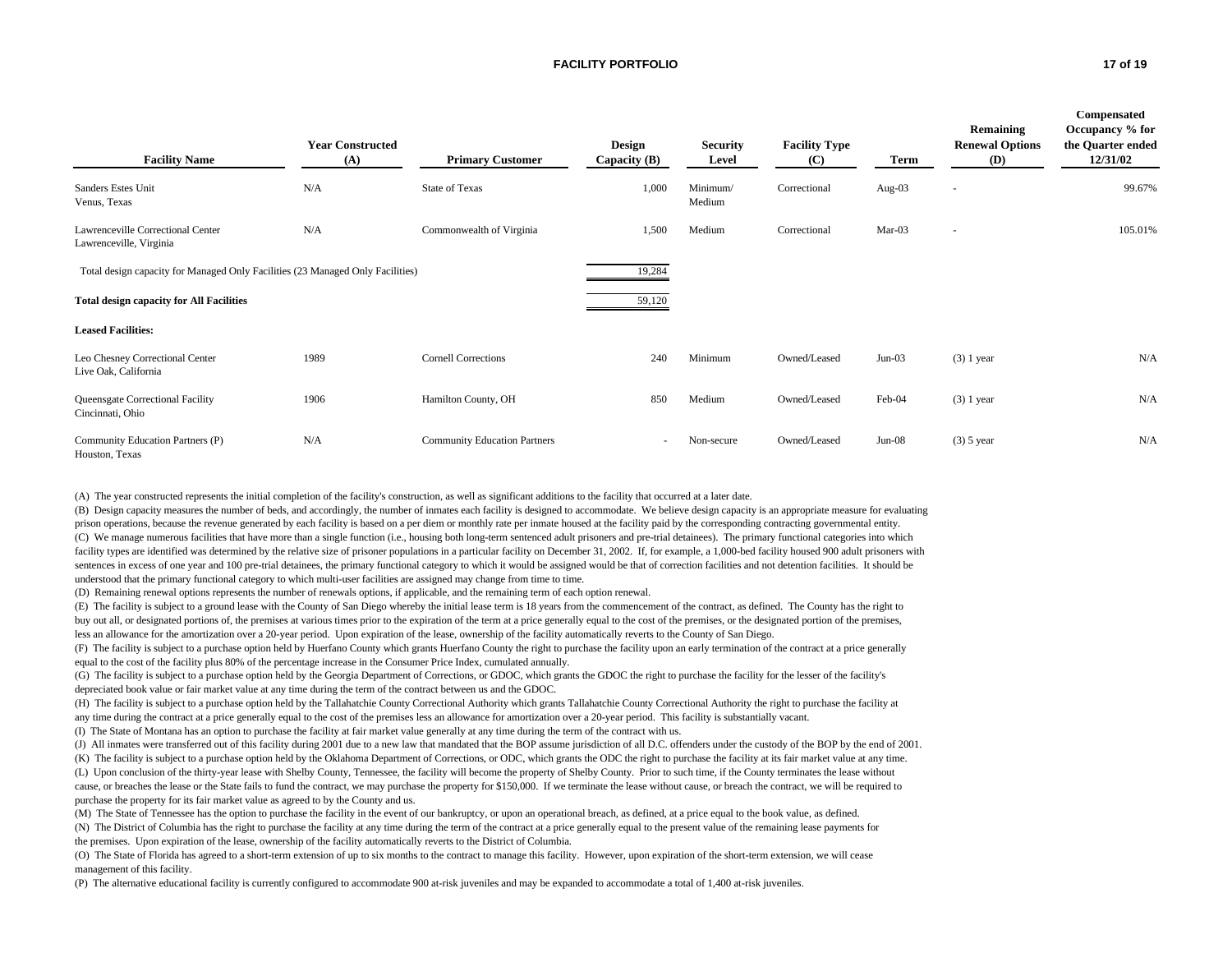## FACILITY PORTFOLIO

| Facility Name | Year Constructed (A) | Primary Customer | Design Capacity (B) | Security Level | Facility Type (C) | Term | Remaining Renewal Options (D) | Compensated Occupancy % for the Quarter ended 12/31/02 |
|---|---|---|---|---|---|---|---|---|
| Sanders Estes Unit<br>Venus, Texas | N/A | State of Texas | 1,000 | Minimum/<br>Medium | Correctional | Aug-03 | - | 99.67% |
| Lawrenceville Correctional Center<br>Lawrenceville, Virginia | N/A | Commonwealth of Virginia | 1,500 | Medium | Correctional | Mar-03 | - | 105.01% |
| Total design capacity for Managed Only Facilities (23 Managed Only Facilities) | | | 19,284 | | | | | |
| **Total design capacity for All Facilities** | | | 59,120 | | | | | |
| **Leased Facilities:** | | | | | | | | |
| Leo Chesney Correctional Center<br>Live Oak, California | 1989 | Cornell Corrections | 240 | Minimum | Owned/Leased | Jun-03 | (3) 1 year | N/A |
| Queensgate Correctional Facility<br>Cincinnati, Ohio | 1906 | Hamilton County, OH | 850 | Medium | Owned/Leased | Feb-04 | (3) 1 year | N/A |
| Community Education Partners (P)<br>Houston, Texas | N/A | Community Education Partners | - | Non-secure | Owned/Leased | Jun-08 | (3) 5 year | N/A |

(A) The year constructed represents the initial completion of the facility's construction, as well as significant additions to the facility that occurred at a later date.

(B) Design capacity measures the number of beds, and accordingly, the number of inmates each facility is designed to accommodate. We believe design capacity is an appropriate measure for evaluating prison operations, because the revenue generated by each facility is based on a per diem or monthly rate per inmate housed at the facility paid by the corresponding contracting governmental entity.

(C) We manage numerous facilities that have more than a single function (i.e., housing both long-term sentenced adult prisoners and pre-trial detainees). The primary functional categories into which facility types are identified was determined by the relative size of prisoner populations in a particular facility on December 31, 2002. If, for example, a 1,000-bed facility housed 900 adult prisoners with sentences in excess of one year and 100 pre-trial detainees, the primary functional category to which it would be assigned would be that of correction facilities and not detention facilities. It should be understood that the primary functional category to which multi-user facilities are assigned may change from time to time.

(D) Remaining renewal options represents the number of renewals options, if applicable, and the remaining term of each option renewal.

(E) The facility is subject to a ground lease with the County of San Diego whereby the initial lease term is 18 years from the commencement of the contract, as defined. The County has the right to buy out all, or designated portions of, the premises at various times prior to the expiration of the term at a price generally equal to the cost of the premises, or the designated portion of the premises, less an allowance for the amortization over a 20-year period. Upon expiration of the lease, ownership of the facility automatically reverts to the County of San Diego.

(F) The facility is subject to a purchase option held by Huerfano County which grants Huerfano County the right to purchase the facility upon an early termination of the contract at a price generally equal to the cost of the facility plus 80% of the percentage increase in the Consumer Price Index, cumulated annually.

(G) The facility is subject to a purchase option held by the Georgia Department of Corrections, or GDOC, which grants the GDOC the right to purchase the facility for the lesser of the facility's depreciated book value or fair market value at any time during the term of the contract between us and the GDOC.

(H) The facility is subject to a purchase option held by the Tallahatchie County Correctional Authority which grants Tallahatchie County Correctional Authority the right to purchase the facility at any time during the contract at a price generally equal to the cost of the premises less an allowance for amortization over a 20-year period. This facility is substantially vacant.

(I) The State of Montana has an option to purchase the facility at fair market value generally at any time during the term of the contract with us.

(J) All inmates were transferred out of this facility during 2001 due to a new law that mandated that the BOP assume jurisdiction of all D.C. offenders under the custody of the BOP by the end of 2001.

(K) The facility is subject to a purchase option held by the Oklahoma Department of Corrections, or ODC, which grants the ODC the right to purchase the facility at its fair market value at any time.

(L) Upon conclusion of the thirty-year lease with Shelby County, Tennessee, the facility will become the property of Shelby County. Prior to such time, if the County terminates the lease without cause, or breaches the lease or the State fails to fund the contract, we may purchase the property for $150,000. If we terminate the lease without cause, or breach the contract, we will be required to purchase the property for its fair market value as agreed to by the County and us.

(M) The State of Tennessee has the option to purchase the facility in the event of our bankruptcy, or upon an operational breach, as defined, at a price equal to the book value, as defined.

(N) The District of Columbia has the right to purchase the facility at any time during the term of the contract at a price generally equal to the present value of the remaining lease payments for the premises. Upon expiration of the lease, ownership of the facility automatically reverts to the District of Columbia.

(O) The State of Florida has agreed to a short-term extension of up to six months to the contract to manage this facility. However, upon expiration of the short-term extension, we will cease management of this facility.

(P) The alternative educational facility is currently configured to accommodate 900 at-risk juveniles and may be expanded to accommodate a total of 1,400 at-risk juveniles.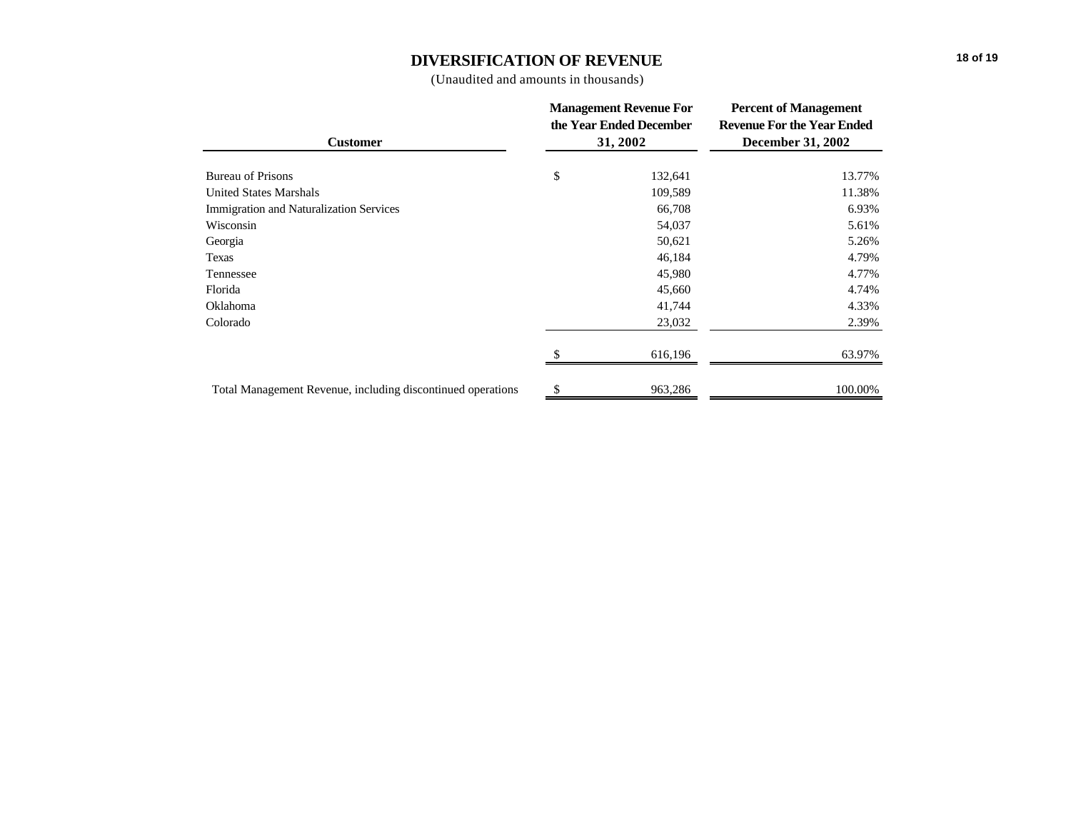# DIVERSIFICATION OF REVENUE

(Unaudited and amounts in thousands)

| Customer | Management Revenue For the Year Ended December 31, 2002 | Percent of Management Revenue For the Year Ended December 31, 2002 |
|---|---|---|
| Bureau of Prisons | $ 132,641 | 13.77% |
| United States Marshals | 109,589 | 11.38% |
| Immigration and Naturalization Services | 66,708 | 6.93% |
| Wisconsin | 54,037 | 5.61% |
| Georgia | 50,621 | 5.26% |
| Texas | 46,184 | 4.79% |
| Tennessee | 45,980 | 4.77% |
| Florida | 45,660 | 4.74% |
| Oklahoma | 41,744 | 4.33% |
| Colorado | 23,032 | 2.39% |
| | $ 616,196 | 63.97% |
| Total Management Revenue, including discontinued operations | $ 963,286 | 100.00% |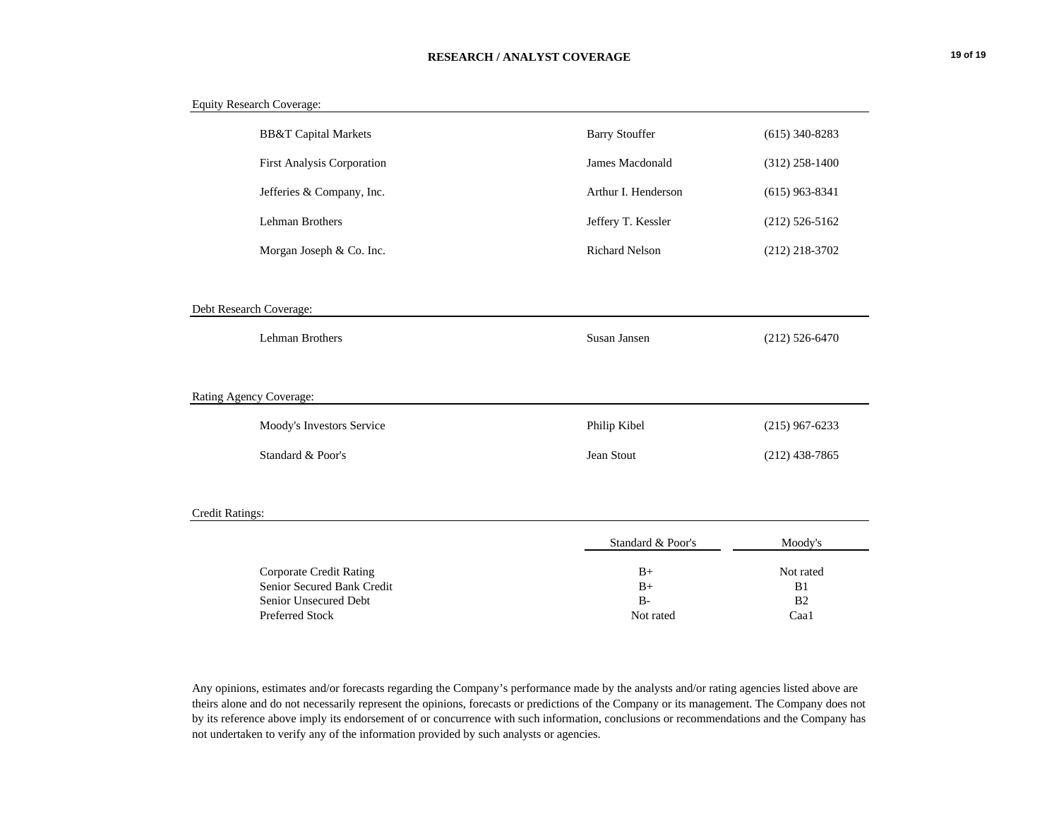# RESEARCH / ANALYST COVERAGE

## Equity Research Coverage:

| | | |
|---|---|---|
| BB&T Capital Markets | Barry Stouffer | (615) 340-8283 |
| First Analysis Corporation | James Macdonald | (312) 258-1400 |
| Jefferies & Company, Inc. | Arthur I. Henderson | (615) 963-8341 |
| Lehman Brothers | Jeffery T. Kessler | (212) 526-5162 |
| Morgan Joseph & Co. Inc. | Richard Nelson | (212) 218-3702 |

## Debt Research Coverage:

| | | |
|---|---|---|
| Lehman Brothers | Susan Jansen | (212) 526-6470 |

## Rating Agency Coverage:

| | | |
|---|---|---|
| Moody's Investors Service | Philip Kibel | (215) 967-6233 |
| Standard & Poor's | Jean Stout | (212) 438-7865 |

## Credit Ratings:

| | Standard & Poor's | Moody's |
|---|---|---|
| Corporate Credit Rating | B+ | Not rated |
| Senior Secured Bank Credit | B+ | B1 |
| Senior Unsecured Debt | B- | B2 |
| Preferred Stock | Not rated | Caa1 |

Any opinions, estimates and/or forecasts regarding the Company's performance made by the analysts and/or rating agencies listed above are theirs alone and do not necessarily represent the opinions, forecasts or predictions of the Company or its management. The Company does not by its reference above imply its endorsement of or concurrence with such information, conclusions or recommendations and the Company has not undertaken to verify any of the information provided by such analysts or agencies.